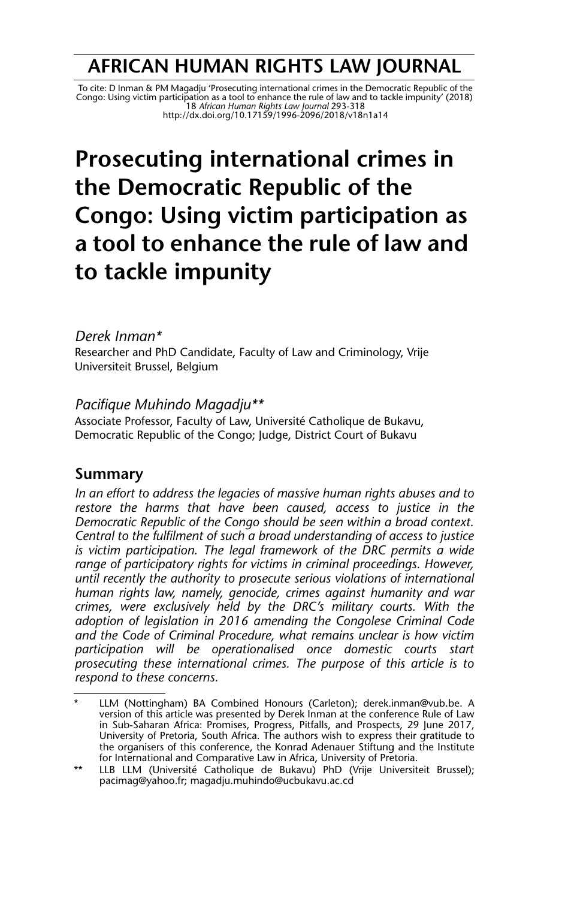# AFRICAN HUMAN RIGHTS LAW JOURNAL

To cite: D Inman & PM Magadju 'Prosecuting international crimes in the Democratic Republic of the Congo: Using victim participation as a tool to enhance the rule of law and to tackle impunity' (2018) 18 *African Human Rights Law Journal* 293-318
http://dx.doi.org/10.17159/1996-2096/2018/v18n1a14

# Prosecuting international crimes in the Democratic Republic of the Congo: Using victim participation as a tool to enhance the rule of law and to tackle impunity

*Derek Inman\**
Researcher and PhD Candidate, Faculty of Law and Criminology, Vrije Universiteit Brussel, Belgium

*Pacifique Muhindo Magadju\*\**
Associate Professor, Faculty of Law, Université Catholique de Bukavu, Democratic Republic of the Congo; Judge, District Court of Bukavu

## Summary

*In an effort to address the legacies of massive human rights abuses and to restore the harms that have been caused, access to justice in the Democratic Republic of the Congo should be seen within a broad context. Central to the fulfilment of such a broad understanding of access to justice is victim participation. The legal framework of the DRC permits a wide range of participatory rights for victims in criminal proceedings. However, until recently the authority to prosecute serious violations of international human rights law, namely, genocide, crimes against humanity and war crimes, were exclusively held by the DRC's military courts. With the adoption of legislation in 2016 amending the Congolese Criminal Code and the Code of Criminal Procedure, what remains unclear is how victim participation will be operationalised once domestic courts start prosecuting these international crimes. The purpose of this article is to respond to these concerns.*

---

\* LLM (Nottingham) BA Combined Honours (Carleton); derek.inman@vub.be. A version of this article was presented by Derek Inman at the conference Rule of Law in Sub-Saharan Africa: Promises, Progress, Pitfalls, and Prospects, 29 June 2017, University of Pretoria, South Africa. The authors wish to express their gratitude to the organisers of this conference, the Konrad Adenauer Stiftung and the Institute for International and Comparative Law in Africa, University of Pretoria.

\*\* LLB LLM (Université Catholique de Bukavu) PhD (Vrije Universiteit Brussel); pacimag@yahoo.fr; magadju.muhindo@ucbukavu.ac.cd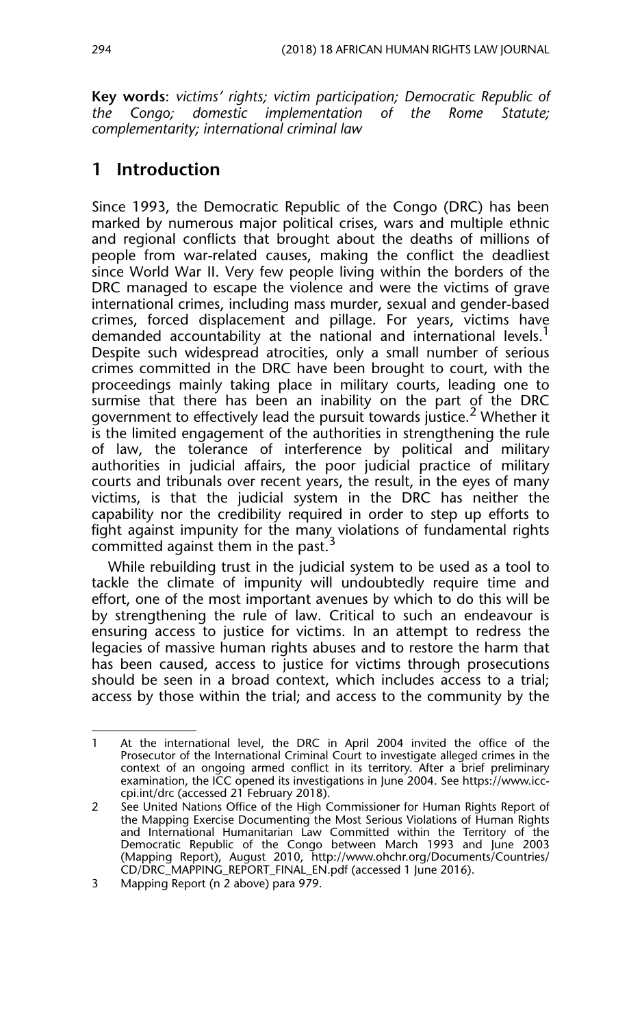**Key words**: *victims' rights; victim participation; Democratic Republic of the Congo; domestic implementation of the Rome Statute; complementarity; international criminal law*

## 1 Introduction

Since 1993, the Democratic Republic of the Congo (DRC) has been marked by numerous major political crises, wars and multiple ethnic and regional conflicts that brought about the deaths of millions of people from war-related causes, making the conflict the deadliest since World War II. Very few people living within the borders of the DRC managed to escape the violence and were the victims of grave international crimes, including mass murder, sexual and gender-based crimes, forced displacement and pillage. For years, victims have demanded accountability at the national and international levels.[1] Despite such widespread atrocities, only a small number of serious crimes committed in the DRC have been brought to court, with the proceedings mainly taking place in military courts, leading one to surmise that there has been an inability on the part of the DRC government to effectively lead the pursuit towards justice.[2] Whether it is the limited engagement of the authorities in strengthening the rule of law, the tolerance of interference by political and military authorities in judicial affairs, the poor judicial practice of military courts and tribunals over recent years, the result, in the eyes of many victims, is that the judicial system in the DRC has neither the capability nor the credibility required in order to step up efforts to fight against impunity for the many violations of fundamental rights committed against them in the past.[3]

While rebuilding trust in the judicial system to be used as a tool to tackle the climate of impunity will undoubtedly require time and effort, one of the most important avenues by which to do this will be by strengthening the rule of law. Critical to such an endeavour is ensuring access to justice for victims. In an attempt to redress the legacies of massive human rights abuses and to restore the harm that has been caused, access to justice for victims through prosecutions should be seen in a broad context, which includes access to a trial; access by those within the trial; and access to the community by the

---

1 At the international level, the DRC in April 2004 invited the office of the Prosecutor of the International Criminal Court to investigate alleged crimes in the context of an ongoing armed conflict in its territory. After a brief preliminary examination, the ICC opened its investigations in June 2004. See https://www.icc-cpi.int/drc (accessed 21 February 2018).

2 See United Nations Office of the High Commissioner for Human Rights Report of the Mapping Exercise Documenting the Most Serious Violations of Human Rights and International Humanitarian Law Committed within the Territory of the Democratic Republic of the Congo between March 1993 and June 2003 (Mapping Report), August 2010, http://www.ohchr.org/Documents/Countries/CD/DRC_MAPPING_REPORT_FINAL_EN.pdf (accessed 1 June 2016).

3 Mapping Report (n 2 above) para 979.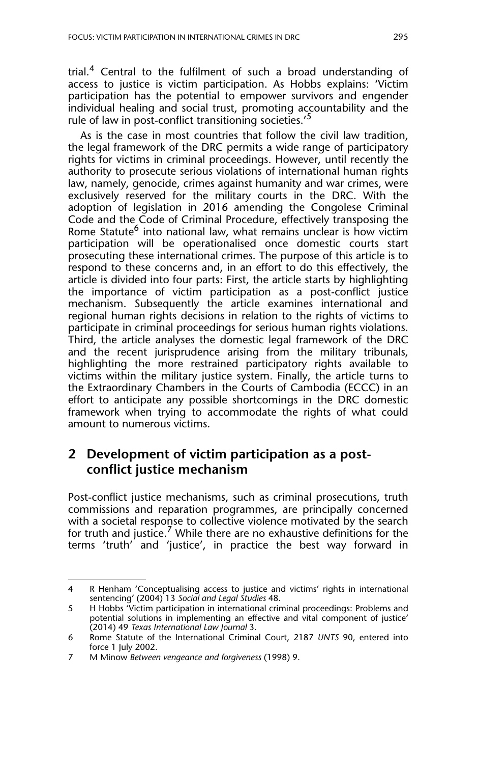trial.[4] Central to the fulfilment of such a broad understanding of access to justice is victim participation. As Hobbs explains: 'Victim participation has the potential to empower survivors and engender individual healing and social trust, promoting accountability and the rule of law in post-conflict transitioning societies.'[5]

As is the case in most countries that follow the civil law tradition, the legal framework of the DRC permits a wide range of participatory rights for victims in criminal proceedings. However, until recently the authority to prosecute serious violations of international human rights law, namely, genocide, crimes against humanity and war crimes, were exclusively reserved for the military courts in the DRC. With the adoption of legislation in 2016 amending the Congolese Criminal Code and the Code of Criminal Procedure, effectively transposing the Rome Statute[6] into national law, what remains unclear is how victim participation will be operationalised once domestic courts start prosecuting these international crimes. The purpose of this article is to respond to these concerns and, in an effort to do this effectively, the article is divided into four parts: First, the article starts by highlighting the importance of victim participation as a post-conflict justice mechanism. Subsequently the article examines international and regional human rights decisions in relation to the rights of victims to participate in criminal proceedings for serious human rights violations. Third, the article analyses the domestic legal framework of the DRC and the recent jurisprudence arising from the military tribunals, highlighting the more restrained participatory rights available to victims within the military justice system. Finally, the article turns to the Extraordinary Chambers in the Courts of Cambodia (ECCC) in an effort to anticipate any possible shortcomings in the DRC domestic framework when trying to accommodate the rights of what could amount to numerous victims.

## 2 Development of victim participation as a post-conflict justice mechanism

Post-conflict justice mechanisms, such as criminal prosecutions, truth commissions and reparation programmes, are principally concerned with a societal response to collective violence motivated by the search for truth and justice.[7] While there are no exhaustive definitions for the terms 'truth' and 'justice', in practice the best way forward in

---

4 R Henham 'Conceptualising access to justice and victims' rights in international sentencing' (2004) 13 *Social and Legal Studies* 48.

5 H Hobbs 'Victim participation in international criminal proceedings: Problems and potential solutions in implementing an effective and vital component of justice' (2014) 49 *Texas International Law Journal* 3.

6 Rome Statute of the International Criminal Court, 2187 *UNTS* 90, entered into force 1 July 2002.

7 M Minow *Between vengeance and forgiveness* (1998) 9.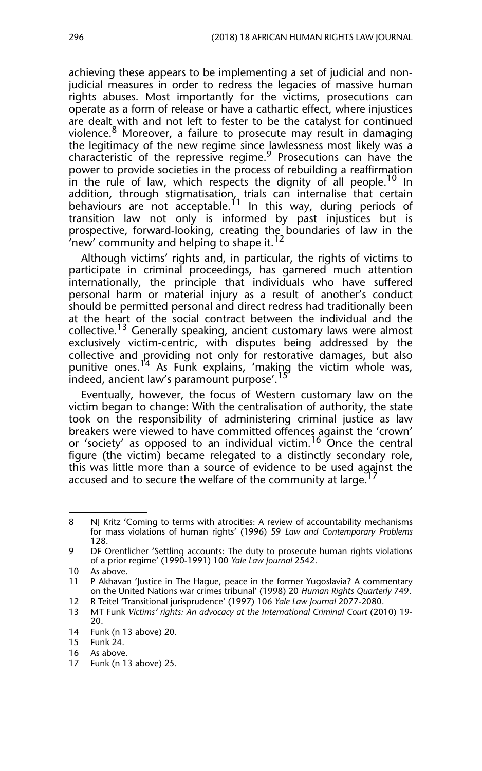achieving these appears to be implementing a set of judicial and non-judicial measures in order to redress the legacies of massive human rights abuses. Most importantly for the victims, prosecutions can operate as a form of release or have a cathartic effect, where injustices are dealt with and not left to fester to be the catalyst for continued violence.[8] Moreover, a failure to prosecute may result in damaging the legitimacy of the new regime since lawlessness most likely was a characteristic of the repressive regime.[9] Prosecutions can have the power to provide societies in the process of rebuilding a reaffirmation in the rule of law, which respects the dignity of all people.[10] In addition, through stigmatisation, trials can internalise that certain behaviours are not acceptable.[11] In this way, during periods of transition law not only is informed by past injustices but is prospective, forward-looking, creating the boundaries of law in the 'new' community and helping to shape it.[12]

Although victims' rights and, in particular, the rights of victims to participate in criminal proceedings, has garnered much attention internationally, the principle that individuals who have suffered personal harm or material injury as a result of another's conduct should be permitted personal and direct redress had traditionally been at the heart of the social contract between the individual and the collective.[13] Generally speaking, ancient customary laws were almost exclusively victim-centric, with disputes being addressed by the collective and providing not only for restorative damages, but also punitive ones.[14] As Funk explains, 'making the victim whole was, indeed, ancient law's paramount purpose'.[15]

Eventually, however, the focus of Western customary law on the victim began to change: With the centralisation of authority, the state took on the responsibility of administering criminal justice as law breakers were viewed to have committed offences against the 'crown' or 'society' as opposed to an individual victim.[16] Once the central figure (the victim) became relegated to a distinctly secondary role, this was little more than a source of evidence to be used against the accused and to secure the welfare of the community at large.[17]

---

8 NJ Kritz 'Coming to terms with atrocities: A review of accountability mechanisms for mass violations of human rights' (1996) 59 *Law and Contemporary Problems* 128.

9 DF Orentlicher 'Settling accounts: The duty to prosecute human rights violations of a prior regime' (1990-1991) 100 *Yale Law Journal* 2542.

10 As above.

11 P Akhavan 'Justice in The Hague, peace in the former Yugoslavia? A commentary on the United Nations war crimes tribunal' (1998) 20 *Human Rights Quarterly* 749.

12 R Teitel 'Transitional jurisprudence' (1997) 106 *Yale Law Journal* 2077-2080.

13 MT Funk *Victims' rights: An advocacy at the International Criminal Court* (2010) 19-20.

14 Funk (n 13 above) 20.

15 Funk 24.

16 As above.

17 Funk (n 13 above) 25.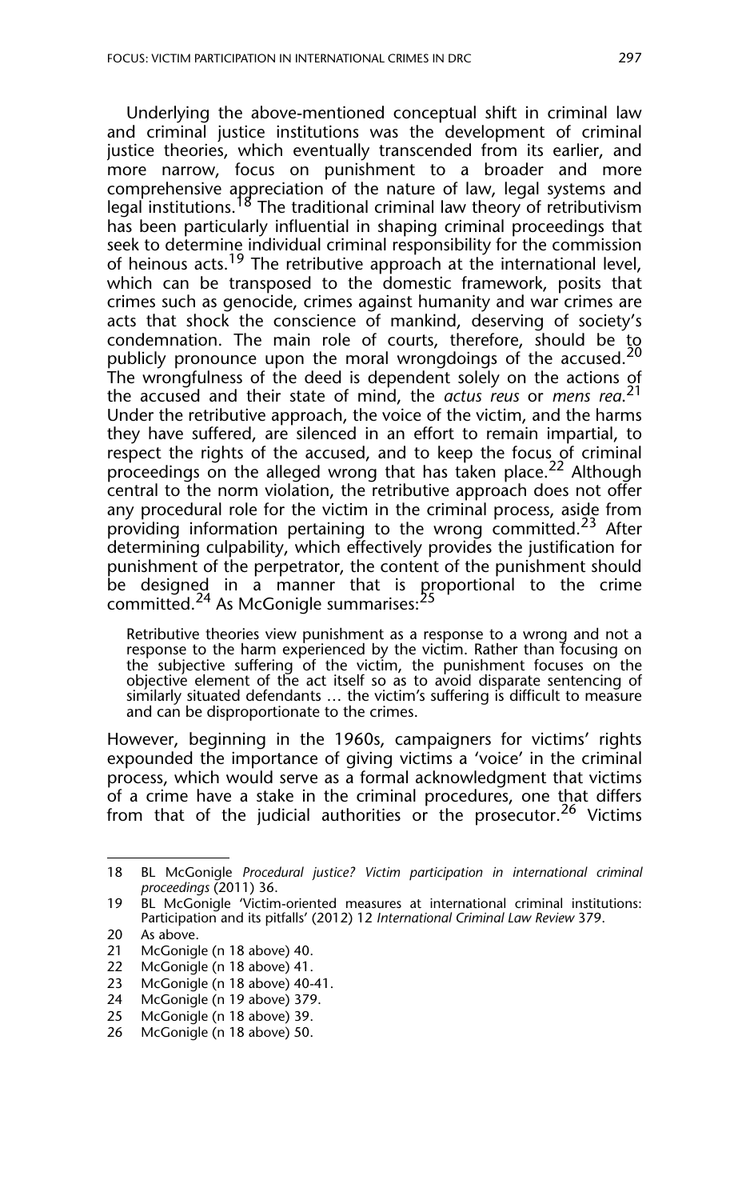Underlying the above-mentioned conceptual shift in criminal law and criminal justice institutions was the development of criminal justice theories, which eventually transcended from its earlier, and more narrow, focus on punishment to a broader and more comprehensive appreciation of the nature of law, legal systems and legal institutions.[18] The traditional criminal law theory of retributivism has been particularly influential in shaping criminal proceedings that seek to determine individual criminal responsibility for the commission of heinous acts.[19] The retributive approach at the international level, which can be transposed to the domestic framework, posits that crimes such as genocide, crimes against humanity and war crimes are acts that shock the conscience of mankind, deserving of society's condemnation. The main role of courts, therefore, should be to publicly pronounce upon the moral wrongdoings of the accused.[20] The wrongfulness of the deed is dependent solely on the actions of the accused and their state of mind, the *actus reus* or *mens rea*.[21] Under the retributive approach, the voice of the victim, and the harms they have suffered, are silenced in an effort to remain impartial, to respect the rights of the accused, and to keep the focus of criminal proceedings on the alleged wrong that has taken place.[22] Although central to the norm violation, the retributive approach does not offer any procedural role for the victim in the criminal process, aside from providing information pertaining to the wrong committed.[23] After determining culpability, which effectively provides the justification for punishment of the perpetrator, the content of the punishment should be designed in a manner that is proportional to the crime committed.[24] As McGonigle summarises:[25]

> Retributive theories view punishment as a response to a wrong and not a response to the harm experienced by the victim. Rather than focusing on the subjective suffering of the victim, the punishment focuses on the objective element of the act itself so as to avoid disparate sentencing of similarly situated defendants … the victim's suffering is difficult to measure and can be disproportionate to the crimes.

However, beginning in the 1960s, campaigners for victims' rights expounded the importance of giving victims a 'voice' in the criminal process, which would serve as a formal acknowledgment that victims of a crime have a stake in the criminal procedures, one that differs from that of the judicial authorities or the prosecutor.[26] Victims

---

18 BL McGonigle *Procedural justice? Victim participation in international criminal proceedings* (2011) 36.

19 BL McGonigle 'Victim-oriented measures at international criminal institutions: Participation and its pitfalls' (2012) 12 *International Criminal Law Review* 379.

20 As above.

21 McGonigle (n 18 above) 40.

22 McGonigle (n 18 above) 41.

23 McGonigle (n 18 above) 40-41.

24 McGonigle (n 19 above) 379.

25 McGonigle (n 18 above) 39.

26 McGonigle (n 18 above) 50.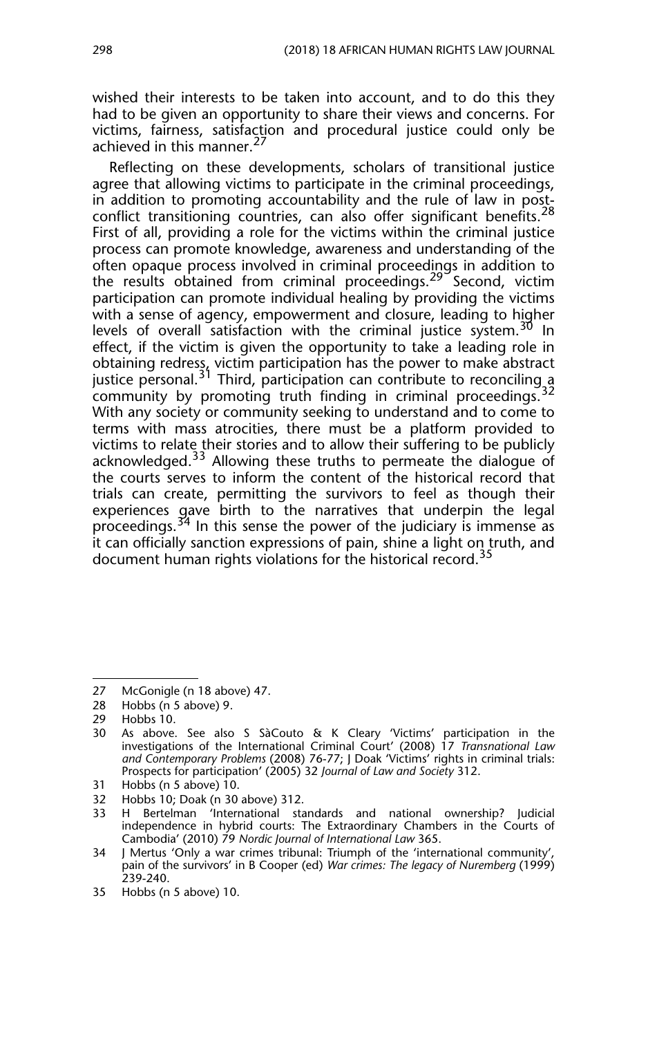wished their interests to be taken into account, and to do this they had to be given an opportunity to share their views and concerns. For victims, fairness, satisfaction and procedural justice could only be achieved in this manner.[27]

Reflecting on these developments, scholars of transitional justice agree that allowing victims to participate in the criminal proceedings, in addition to promoting accountability and the rule of law in post-conflict transitioning countries, can also offer significant benefits.[28] First of all, providing a role for the victims within the criminal justice process can promote knowledge, awareness and understanding of the often opaque process involved in criminal proceedings in addition to the results obtained from criminal proceedings.[29] Second, victim participation can promote individual healing by providing the victims with a sense of agency, empowerment and closure, leading to higher levels of overall satisfaction with the criminal justice system.[30] In effect, if the victim is given the opportunity to take a leading role in obtaining redress, victim participation has the power to make abstract justice personal.[31] Third, participation can contribute to reconciling a community by promoting truth finding in criminal proceedings.[32] With any society or community seeking to understand and to come to terms with mass atrocities, there must be a platform provided to victims to relate their stories and to allow their suffering to be publicly acknowledged.[33] Allowing these truths to permeate the dialogue of the courts serves to inform the content of the historical record that trials can create, permitting the survivors to feel as though their experiences gave birth to the narratives that underpin the legal proceedings.[34] In this sense the power of the judiciary is immense as it can officially sanction expressions of pain, shine a light on truth, and document human rights violations for the historical record.[35]

---

27 McGonigle (n 18 above) 47.

28 Hobbs (n 5 above) 9.

29 Hobbs 10.

30 As above. See also S SàCouto & K Cleary 'Victims' participation in the investigations of the International Criminal Court' (2008) 17 *Transnational Law and Contemporary Problems* (2008) 76-77; J Doak 'Victims' rights in criminal trials: Prospects for participation' (2005) 32 *Journal of Law and Society* 312.

31 Hobbs (n 5 above) 10.

32 Hobbs 10; Doak (n 30 above) 312.

33 H Bertelman 'International standards and national ownership? Judicial independence in hybrid courts: The Extraordinary Chambers in the Courts of Cambodia' (2010) 79 *Nordic Journal of International Law* 365.

34 J Mertus 'Only a war crimes tribunal: Triumph of the 'international community', pain of the survivors' in B Cooper (ed) *War crimes: The legacy of Nuremberg* (1999) 239-240.

35 Hobbs (n 5 above) 10.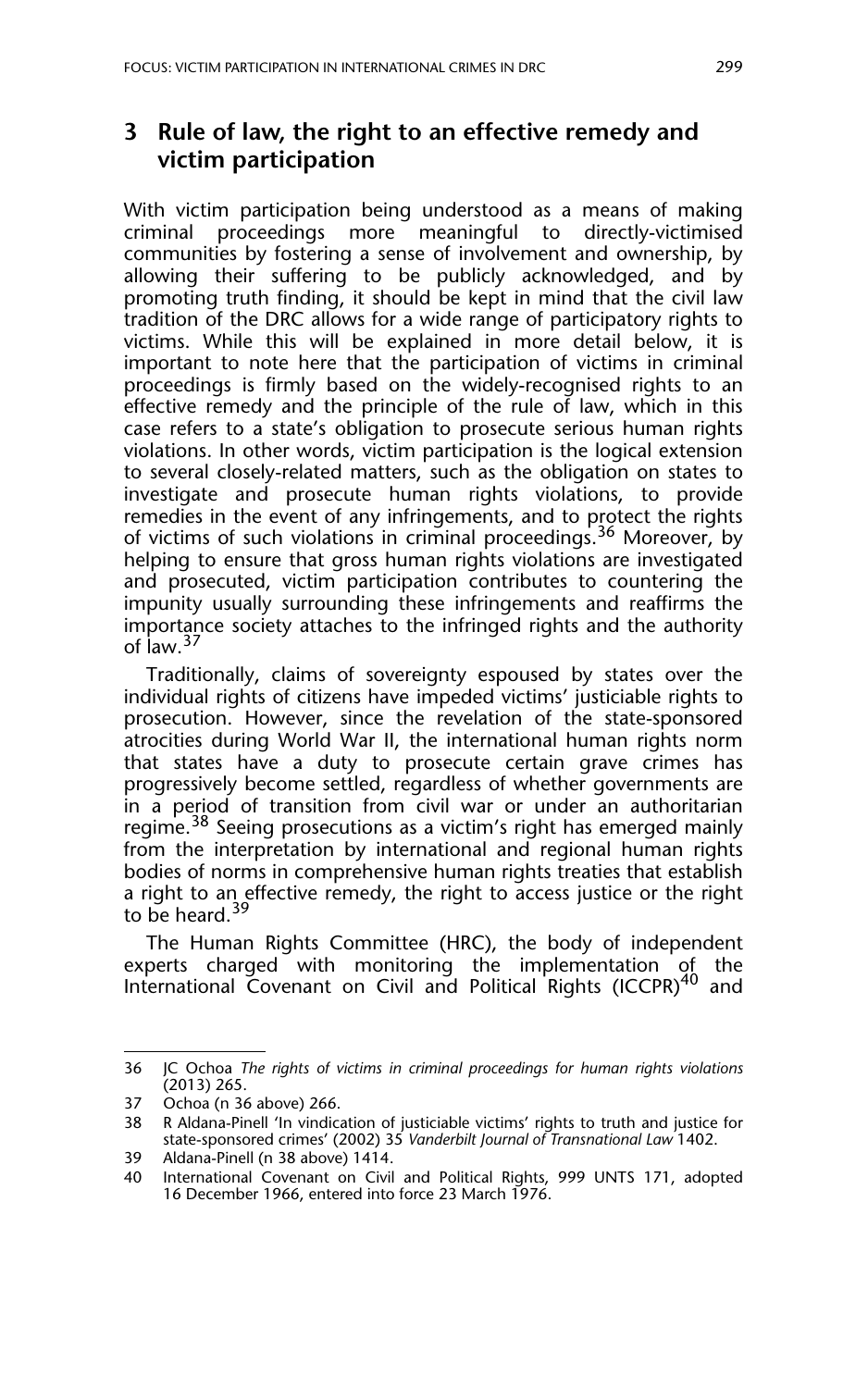## 3 Rule of law, the right to an effective remedy and victim participation

With victim participation being understood as a means of making criminal proceedings more meaningful to directly-victimised communities by fostering a sense of involvement and ownership, by allowing their suffering to be publicly acknowledged, and by promoting truth finding, it should be kept in mind that the civil law tradition of the DRC allows for a wide range of participatory rights to victims. While this will be explained in more detail below, it is important to note here that the participation of victims in criminal proceedings is firmly based on the widely-recognised rights to an effective remedy and the principle of the rule of law, which in this case refers to a state's obligation to prosecute serious human rights violations. In other words, victim participation is the logical extension to several closely-related matters, such as the obligation on states to investigate and prosecute human rights violations, to provide remedies in the event of any infringements, and to protect the rights of victims of such violations in criminal proceedings.[36] Moreover, by helping to ensure that gross human rights violations are investigated and prosecuted, victim participation contributes to countering the impunity usually surrounding these infringements and reaffirms the importance society attaches to the infringed rights and the authority of law.[37]

Traditionally, claims of sovereignty espoused by states over the individual rights of citizens have impeded victims' justiciable rights to prosecution. However, since the revelation of the state-sponsored atrocities during World War II, the international human rights norm that states have a duty to prosecute certain grave crimes has progressively become settled, regardless of whether governments are in a period of transition from civil war or under an authoritarian regime.[38] Seeing prosecutions as a victim's right has emerged mainly from the interpretation by international and regional human rights bodies of norms in comprehensive human rights treaties that establish a right to an effective remedy, the right to access justice or the right to be heard.[39]

The Human Rights Committee (HRC), the body of independent experts charged with monitoring the implementation of the International Covenant on Civil and Political Rights (ICCPR)[40] and

---

36 JC Ochoa *The rights of victims in criminal proceedings for human rights violations* (2013) 265.

37 Ochoa (n 36 above) 266.

38 R Aldana-Pinell 'In vindication of justiciable victims' rights to truth and justice for state-sponsored crimes' (2002) 35 *Vanderbilt Journal of Transnational Law* 1402.

39 Aldana-Pinell (n 38 above) 1414.

40 International Covenant on Civil and Political Rights, 999 UNTS 171, adopted 16 December 1966, entered into force 23 March 1976.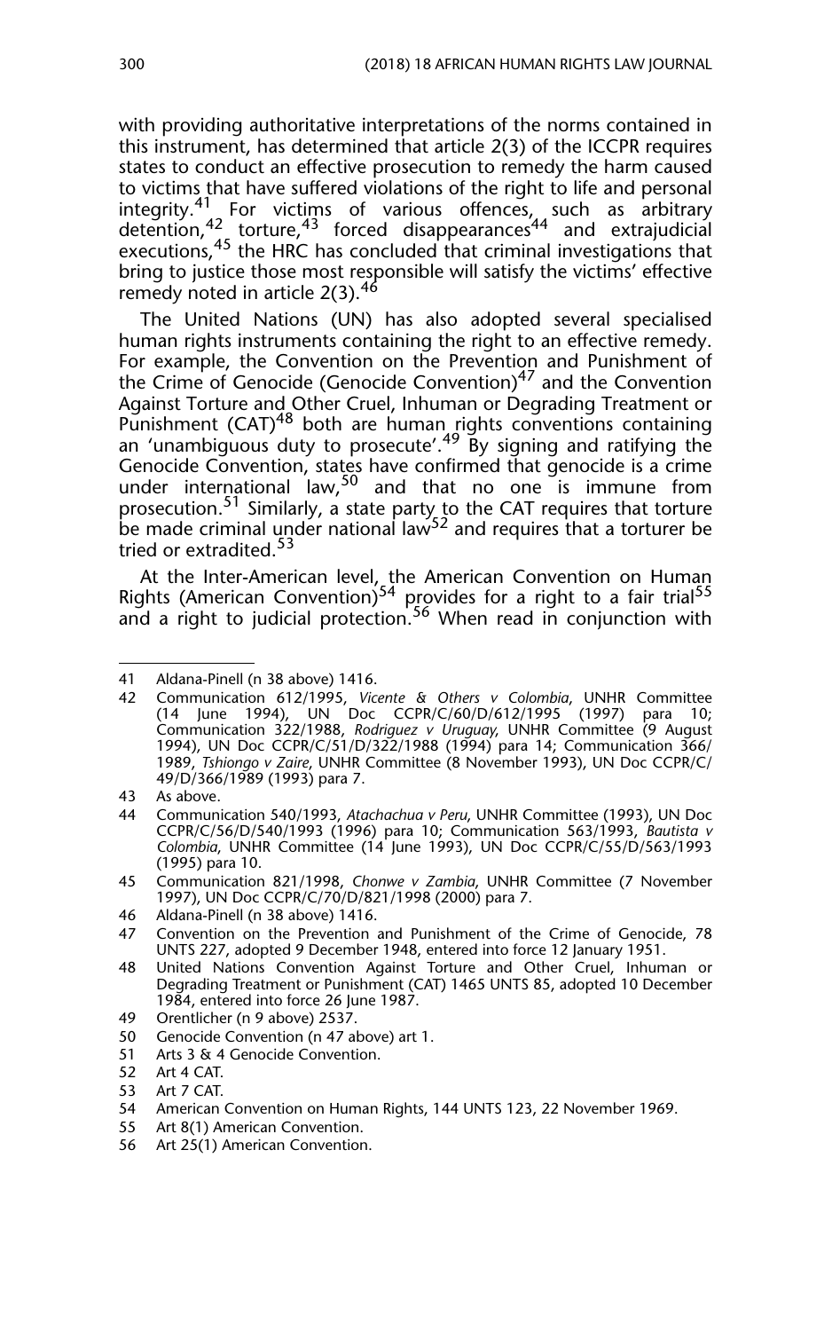with providing authoritative interpretations of the norms contained in this instrument, has determined that article 2(3) of the ICCPR requires states to conduct an effective prosecution to remedy the harm caused to victims that have suffered violations of the right to life and personal integrity.[41] For victims of various offences, such as arbitrary detention,[42] torture,[43] forced disappearances[44] and extrajudicial executions,[45] the HRC has concluded that criminal investigations that bring to justice those most responsible will satisfy the victims' effective remedy noted in article 2(3).[46]

The United Nations (UN) has also adopted several specialised human rights instruments containing the right to an effective remedy. For example, the Convention on the Prevention and Punishment of the Crime of Genocide (Genocide Convention)[47] and the Convention Against Torture and Other Cruel, Inhuman or Degrading Treatment or Punishment (CAT)[48] both are human rights conventions containing an 'unambiguous duty to prosecute'.[49] By signing and ratifying the Genocide Convention, states have confirmed that genocide is a crime under international law,[50] and that no one is immune from prosecution.[51] Similarly, a state party to the CAT requires that torture be made criminal under national law[52] and requires that a torturer be tried or extradited.[53]

At the Inter-American level, the American Convention on Human Rights (American Convention)[54] provides for a right to a fair trial[55] and a right to judicial protection.[56] When read in conjunction with

---

41 Aldana-Pinell (n 38 above) 1416.

42 Communication 612/1995, *Vicente & Others v Colombia*, UNHR Committee (14 June 1994), UN Doc CCPR/C/60/D/612/1995 (1997) para 10; Communication 322/1988, *Rodriguez v Uruguay*, UNHR Committee (9 August 1994), UN Doc CCPR/C/51/D/322/1988 (1994) para 14; Communication 366/1989, *Tshiongo v Zaire*, UNHR Committee (8 November 1993), UN Doc CCPR/C/49/D/366/1989 (1993) para 7.

43 As above.

44 Communication 540/1993, *Atachachua v Peru*, UNHR Committee (1993), UN Doc CCPR/C/56/D/540/1993 (1996) para 10; Communication 563/1993, *Bautista v Colombia*, UNHR Committee (14 June 1993), UN Doc CCPR/C/55/D/563/1993 (1995) para 10.

45 Communication 821/1998, *Chonwe v Zambia*, UNHR Committee (7 November 1997), UN Doc CCPR/C/70/D/821/1998 (2000) para 7.

46 Aldana-Pinell (n 38 above) 1416.

47 Convention on the Prevention and Punishment of the Crime of Genocide, 78 UNTS 227, adopted 9 December 1948, entered into force 12 January 1951.

48 United Nations Convention Against Torture and Other Cruel, Inhuman or Degrading Treatment or Punishment (CAT) 1465 UNTS 85, adopted 10 December 1984, entered into force 26 June 1987.

49 Orentlicher (n 9 above) 2537.

50 Genocide Convention (n 47 above) art 1.

51 Arts 3 & 4 Genocide Convention.

52 Art 4 CAT.

53 Art 7 CAT.

54 American Convention on Human Rights, 144 UNTS 123, 22 November 1969.

55 Art 8(1) American Convention.

56 Art 25(1) American Convention.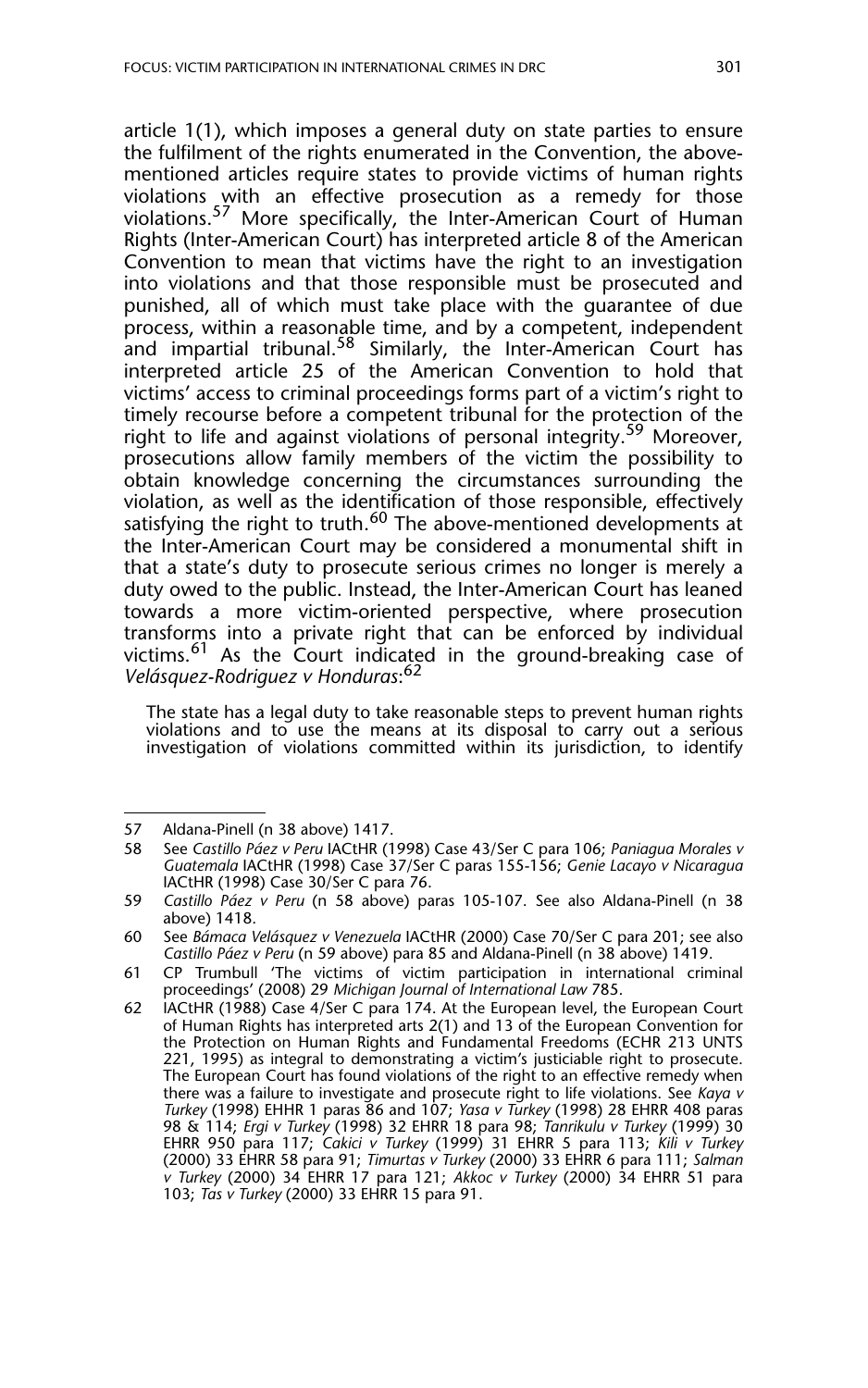article 1(1), which imposes a general duty on state parties to ensure the fulfilment of the rights enumerated in the Convention, the above-mentioned articles require states to provide victims of human rights violations with an effective prosecution as a remedy for those violations.[57] More specifically, the Inter-American Court of Human Rights (Inter-American Court) has interpreted article 8 of the American Convention to mean that victims have the right to an investigation into violations and that those responsible must be prosecuted and punished, all of which must take place with the guarantee of due process, within a reasonable time, and by a competent, independent and impartial tribunal.[58] Similarly, the Inter-American Court has interpreted article 25 of the American Convention to hold that victims' access to criminal proceedings forms part of a victim's right to timely recourse before a competent tribunal for the protection of the right to life and against violations of personal integrity.[59] Moreover, prosecutions allow family members of the victim the possibility to obtain knowledge concerning the circumstances surrounding the violation, as well as the identification of those responsible, effectively satisfying the right to truth.[60] The above-mentioned developments at the Inter-American Court may be considered a monumental shift in that a state's duty to prosecute serious crimes no longer is merely a duty owed to the public. Instead, the Inter-American Court has leaned towards a more victim-oriented perspective, where prosecution transforms into a private right that can be enforced by individual victims.[61] As the Court indicated in the ground-breaking case of *Velásquez-Rodriguez v Honduras*:[62]

> The state has a legal duty to take reasonable steps to prevent human rights violations and to use the means at its disposal to carry out a serious investigation of violations committed within its jurisdiction, to identify

---

57 Aldana-Pinell (n 38 above) 1417.

58 See *Castillo Páez v Peru* IACtHR (1998) Case 43/Ser C para 106; *Paniagua Morales v Guatemala* IACtHR (1998) Case 37/Ser C paras 155-156; *Genie Lacayo v Nicaragua* IACtHR (1998) Case 30/Ser C para 76.

59 *Castillo Páez v Peru* (n 58 above) paras 105-107. See also Aldana-Pinell (n 38 above) 1418.

60 See *Bámaca Velásquez v Venezuela* IACtHR (2000) Case 70/Ser C para 201; see also *Castillo Páez v Peru* (n 59 above) para 85 and Aldana-Pinell (n 38 above) 1419.

61 CP Trumbull 'The victims of victim participation in international criminal proceedings' (2008) 29 *Michigan Journal of International Law* 785.

62 IACtHR (1988) Case 4/Ser C para 174. At the European level, the European Court of Human Rights has interpreted arts 2(1) and 13 of the European Convention for the Protection on Human Rights and Fundamental Freedoms (ECHR 213 UNTS 221, 1995) as integral to demonstrating a victim's justiciable right to prosecute. The European Court has found violations of the right to an effective remedy when there was a failure to investigate and prosecute right to life violations. See *Kaya v Turkey* (1998) EHHR 1 paras 86 and 107; *Yasa v Turkey* (1998) 28 EHRR 408 paras 98 & 114; *Ergi v Turkey* (1998) 32 EHRR 18 para 98; *Tanrikulu v Turkey* (1999) 30 EHRR 950 para 117; *Cakici v Turkey* (1999) 31 EHRR 5 para 113; *Kili v Turkey* (2000) 33 EHRR 58 para 91; *Timurtas v Turkey* (2000) 33 EHRR 6 para 111; *Salman v Turkey* (2000) 34 EHRR 17 para 121; *Akkoc v Turkey* (2000) 34 EHRR 51 para 103; *Tas v Turkey* (2000) 33 EHRR 15 para 91.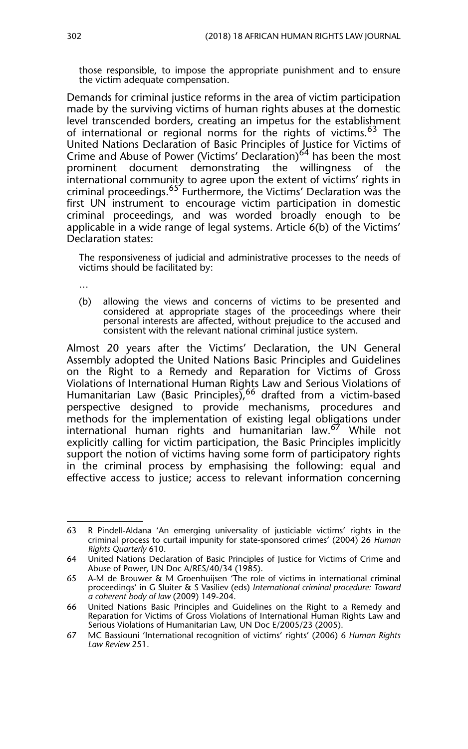> those responsible, to impose the appropriate punishment and to ensure the victim adequate compensation.

Demands for criminal justice reforms in the area of victim participation made by the surviving victims of human rights abuses at the domestic level transcended borders, creating an impetus for the establishment of international or regional norms for the rights of victims.[63] The United Nations Declaration of Basic Principles of Justice for Victims of Crime and Abuse of Power (Victims' Declaration)[64] has been the most prominent document demonstrating the willingness of the international community to agree upon the extent of victims' rights in criminal proceedings.[65] Furthermore, the Victims' Declaration was the first UN instrument to encourage victim participation in domestic criminal proceedings, and was worded broadly enough to be applicable in a wide range of legal systems. Article 6(b) of the Victims' Declaration states:

> The responsiveness of judicial and administrative processes to the needs of victims should be facilitated by:
>
> …
>
> (b) allowing the views and concerns of victims to be presented and considered at appropriate stages of the proceedings where their personal interests are affected, without prejudice to the accused and consistent with the relevant national criminal justice system.

Almost 20 years after the Victims' Declaration, the UN General Assembly adopted the United Nations Basic Principles and Guidelines on the Right to a Remedy and Reparation for Victims of Gross Violations of International Human Rights Law and Serious Violations of Humanitarian Law (Basic Principles),[66] drafted from a victim-based perspective designed to provide mechanisms, procedures and methods for the implementation of existing legal obligations under international human rights and humanitarian law.[67] While not explicitly calling for victim participation, the Basic Principles implicitly support the notion of victims having some form of participatory rights in the criminal process by emphasising the following: equal and effective access to justice; access to relevant information concerning

---

63 R Pindell-Aldana 'An emerging universality of justiciable victims' rights in the criminal process to curtail impunity for state-sponsored crimes' (2004) 26 *Human Rights Quarterly* 610.

64 United Nations Declaration of Basic Principles of Justice for Victims of Crime and Abuse of Power, UN Doc A/RES/40/34 (1985).

65 A-M de Brouwer & M Groenhuijsen 'The role of victims in international criminal proceedings' in G Sluiter & S Vasiliev (eds) *International criminal procedure: Toward a coherent body of law* (2009) 149-204.

66 United Nations Basic Principles and Guidelines on the Right to a Remedy and Reparation for Victims of Gross Violations of International Human Rights Law and Serious Violations of Humanitarian Law, UN Doc E/2005/23 (2005).

67 MC Bassiouni 'International recognition of victims' rights' (2006) 6 *Human Rights Law Review* 251.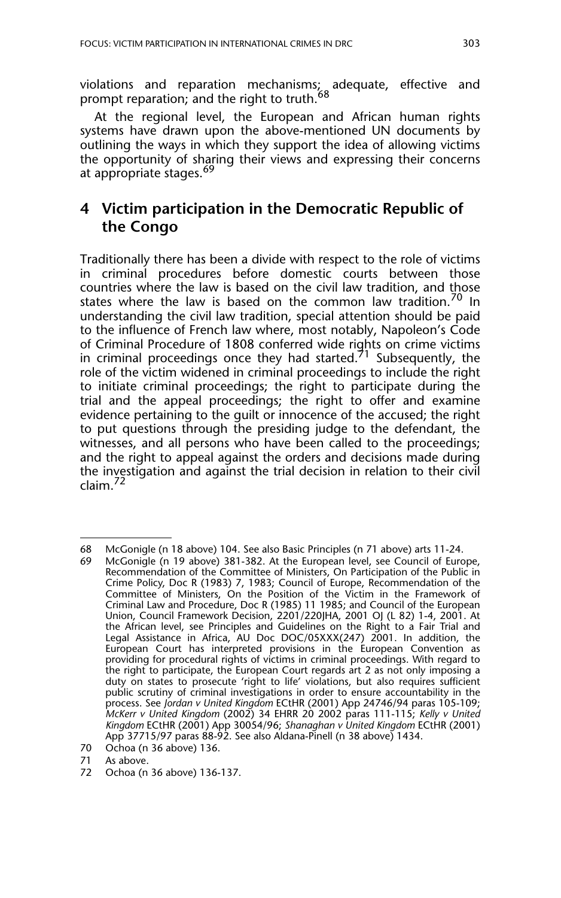violations and reparation mechanisms; adequate, effective and prompt reparation; and the right to truth.[68]

At the regional level, the European and African human rights systems have drawn upon the above-mentioned UN documents by outlining the ways in which they support the idea of allowing victims the opportunity of sharing their views and expressing their concerns at appropriate stages.[69]

## 4 Victim participation in the Democratic Republic of the Congo

Traditionally there has been a divide with respect to the role of victims in criminal procedures before domestic courts between those countries where the law is based on the civil law tradition, and those states where the law is based on the common law tradition.[70] In understanding the civil law tradition, special attention should be paid to the influence of French law where, most notably, Napoleon's Code of Criminal Procedure of 1808 conferred wide rights on crime victims in criminal proceedings once they had started.[71] Subsequently, the role of the victim widened in criminal proceedings to include the right to initiate criminal proceedings; the right to participate during the trial and the appeal proceedings; the right to offer and examine evidence pertaining to the guilt or innocence of the accused; the right to put questions through the presiding judge to the defendant, the witnesses, and all persons who have been called to the proceedings; and the right to appeal against the orders and decisions made during the investigation and against the trial decision in relation to their civil claim.[72]

---

68 McGonigle (n 18 above) 104. See also Basic Principles (n 71 above) arts 11-24.

69 McGonigle (n 19 above) 381-382. At the European level, see Council of Europe, Recommendation of the Committee of Ministers, On Participation of the Public in Crime Policy, Doc R (1983) 7, 1983; Council of Europe, Recommendation of the Committee of Ministers, On the Position of the Victim in the Framework of Criminal Law and Procedure, Doc R (1985) 11 1985; and Council of the European Union, Council Framework Decision, 2201/220JHA, 2001 OJ (L 82) 1-4, 2001. At the African level, see Principles and Guidelines on the Right to a Fair Trial and Legal Assistance in Africa, AU Doc DOC/05XXX(247) 2001. In addition, the European Court has interpreted provisions in the European Convention as providing for procedural rights of victims in criminal proceedings. With regard to the right to participate, the European Court regards art 2 as not only imposing a duty on states to prosecute 'right to life' violations, but also requires sufficient public scrutiny of criminal investigations in order to ensure accountability in the process. See *Jordan v United Kingdom* ECtHR (2001) App 24746/94 paras 105-109; *McKerr v United Kingdom* (2002) 34 EHRR 20 2002 paras 111-115; *Kelly v United Kingdom* ECtHR (2001) App 30054/96; *Shanaghan v United Kingdom* ECtHR (2001) App 37715/97 paras 88-92. See also Aldana-Pinell (n 38 above) 1434.

70 Ochoa (n 36 above) 136.

71 As above.

72 Ochoa (n 36 above) 136-137.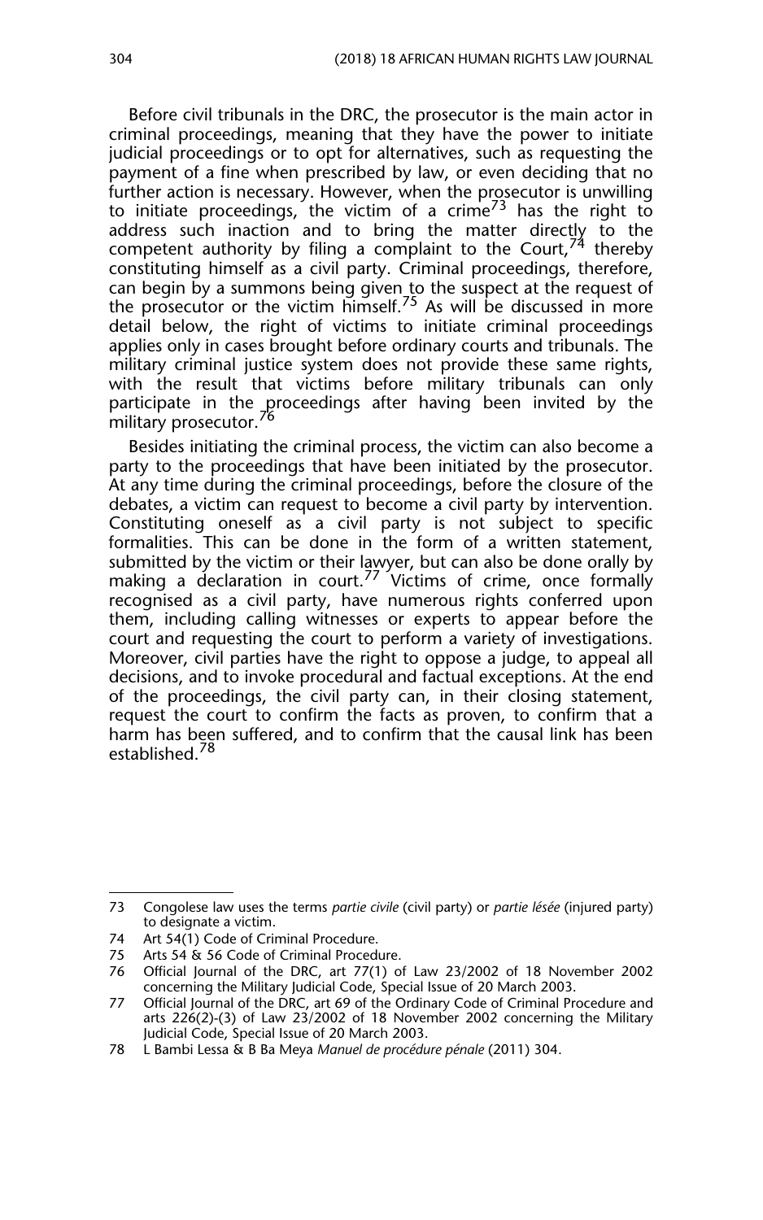Before civil tribunals in the DRC, the prosecutor is the main actor in criminal proceedings, meaning that they have the power to initiate judicial proceedings or to opt for alternatives, such as requesting the payment of a fine when prescribed by law, or even deciding that no further action is necessary. However, when the prosecutor is unwilling to initiate proceedings, the victim of a crime[73] has the right to address such inaction and to bring the matter directly to the competent authority by filing a complaint to the Court,[74] thereby constituting himself as a civil party. Criminal proceedings, therefore, can begin by a summons being given to the suspect at the request of the prosecutor or the victim himself.[75] As will be discussed in more detail below, the right of victims to initiate criminal proceedings applies only in cases brought before ordinary courts and tribunals. The military criminal justice system does not provide these same rights, with the result that victims before military tribunals can only participate in the proceedings after having been invited by the military prosecutor.[76]

Besides initiating the criminal process, the victim can also become a party to the proceedings that have been initiated by the prosecutor. At any time during the criminal proceedings, before the closure of the debates, a victim can request to become a civil party by intervention. Constituting oneself as a civil party is not subject to specific formalities. This can be done in the form of a written statement, submitted by the victim or their lawyer, but can also be done orally by making a declaration in court.[77] Victims of crime, once formally recognised as a civil party, have numerous rights conferred upon them, including calling witnesses or experts to appear before the court and requesting the court to perform a variety of investigations. Moreover, civil parties have the right to oppose a judge, to appeal all decisions, and to invoke procedural and factual exceptions. At the end of the proceedings, the civil party can, in their closing statement, request the court to confirm the facts as proven, to confirm that a harm has been suffered, and to confirm that the causal link has been established.[78]

---

73 Congolese law uses the terms *partie civile* (civil party) or *partie lésée* (injured party) to designate a victim.

74 Art 54(1) Code of Criminal Procedure.

75 Arts 54 & 56 Code of Criminal Procedure.

76 Official Journal of the DRC, art 77(1) of Law 23/2002 of 18 November 2002 concerning the Military Judicial Code, Special Issue of 20 March 2003.

77 Official Journal of the DRC, art 69 of the Ordinary Code of Criminal Procedure and arts 226(2)-(3) of Law 23/2002 of 18 November 2002 concerning the Military Judicial Code, Special Issue of 20 March 2003.

78 L Bambi Lessa & B Ba Meya *Manuel de procédure pénale* (2011) 304.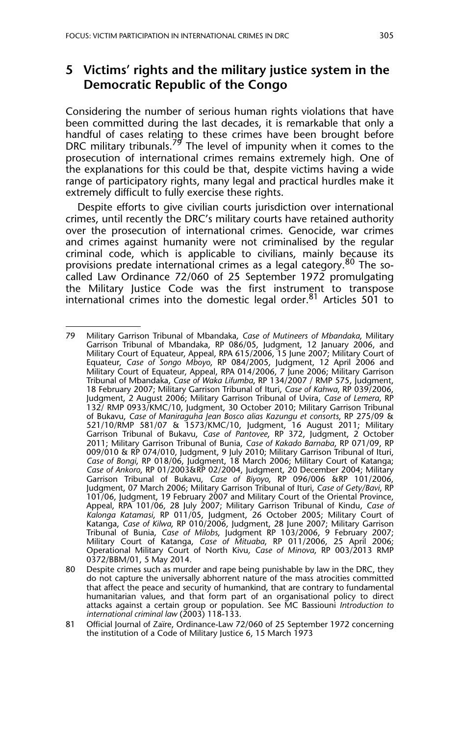## 5 Victims' rights and the military justice system in the Democratic Republic of the Congo

Considering the number of serious human rights violations that have been committed during the last decades, it is remarkable that only a handful of cases relating to these crimes have been brought before DRC military tribunals.[79] The level of impunity when it comes to the prosecution of international crimes remains extremely high. One of the explanations for this could be that, despite victims having a wide range of participatory rights, many legal and practical hurdles make it extremely difficult to fully exercise these rights.

Despite efforts to give civilian courts jurisdiction over international crimes, until recently the DRC's military courts have retained authority over the prosecution of international crimes. Genocide, war crimes and crimes against humanity were not criminalised by the regular criminal code, which is applicable to civilians, mainly because its provisions predate international crimes as a legal category.[80] The so-called Law Ordinance 72/060 of 25 September 1972 promulgating the Military Justice Code was the first instrument to transpose international crimes into the domestic legal order.[81] Articles 501 to

---

79 Military Garrison Tribunal of Mbandaka, *Case of Mutineers of Mbandaka*, Military Garrison Tribunal of Mbandaka, RP 086/05, Judgment, 12 January 2006, and Military Court of Equateur, Appeal, RPA 615/2006, 15 June 2007; Military Court of Equateur, *Case of Songo Mboyo*, RP 084/2005, Judgment, 12 April 2006 and Military Court of Equateur, Appeal, RPA 014/2006, 7 June 2006; Military Garrison Tribunal of Mbandaka, *Case of Waka Lifumba*, RP 134/2007 / RMP 575, Judgment, 18 February 2007; Military Garrison Tribunal of Ituri, *Case of Kahwa*, RP 039/2006, Judgment, 2 August 2006; Military Garrison Tribunal of Uvira, *Case of Lemera*, RP 132/ RMP 0933/KMC/10, Judgment, 30 October 2010; Military Garrison Tribunal of Bukavu, *Case of Maniraguha Jean Bosco alias Kazungu et consorts*, RP 275/09 & 521/10/RMP 581/07 & 1573/KMC/10, Judgment, 16 August 2011; Military Garrison Tribunal of Bukavu, *Case of Pantovee*, RP 372, Judgment, 2 October 2011; Military Garrison Tribunal of Bunia, *Case of Kakado Barnaba*, RP 071/09, RP 009/010 & RP 074/010, Judgment, 9 July 2010; Military Garrison Tribunal of Ituri, *Case of Bongi*, RP 018/06, Judgment, 18 March 2006; Military Court of Katanga; *Case of Ankoro*, RP 01/2003&RP 02/2004, Judgment, 20 December 2004; Military Garrison Tribunal of Bukavu, *Case of Biyoyo*, RP 096/006 &RP 101/2006, Judgment, 07 March 2006; Military Garrison Tribunal of Ituri, *Case of Gety/Bavi*, RP 101/06, Judgment, 19 February 2007 and Military Court of the Oriental Province, Appeal, RPA 101/06, 28 July 2007; Military Garrison Tribunal of Kindu, *Case of Kalonga Katamasi*, RP 011/05, Judgment, 26 October 2005; Military Court of Katanga, *Case of Kilwa*, RP 010/2006, Judgment, 28 June 2007; Military Garrison Tribunal of Bunia, *Case of Milobs*, Judgment RP 103/2006, 9 February 2007; Military Court of Katanga, *Case of Mituaba*, RP 011/2006, 25 April 2006; Operational Military Court of North Kivu, *Case of Minova*, RP 003/2013 RMP 0372/BBM/01, 5 May 2014.

80 Despite crimes such as murder and rape being punishable by law in the DRC, they do not capture the universally abhorrent nature of the mass atrocities committed that affect the peace and security of humankind, that are contrary to fundamental humanitarian values, and that form part of an organisational policy to direct attacks against a certain group or population. See MC Bassiouni *Introduction to international criminal law* (2003) 118-133.

81 Official Journal of Zaïre, Ordinance-Law 72/060 of 25 September 1972 concerning the institution of a Code of Military Justice 6, 15 March 1973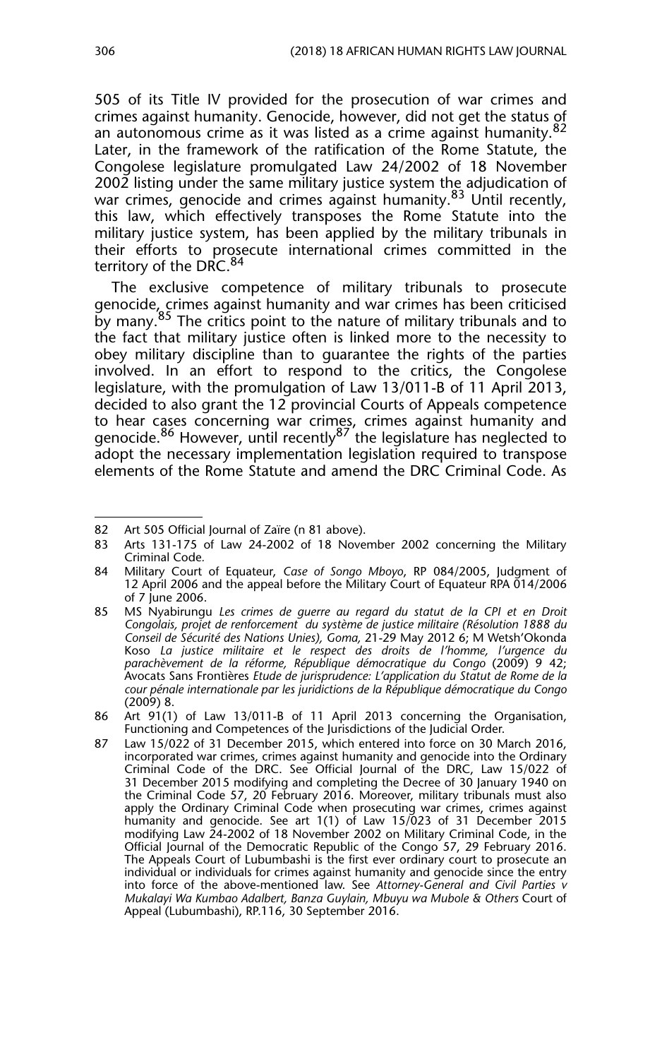505 of its Title IV provided for the prosecution of war crimes and crimes against humanity. Genocide, however, did not get the status of an autonomous crime as it was listed as a crime against humanity.[82] Later, in the framework of the ratification of the Rome Statute, the Congolese legislature promulgated Law 24/2002 of 18 November 2002 listing under the same military justice system the adjudication of war crimes, genocide and crimes against humanity.[83] Until recently, this law, which effectively transposes the Rome Statute into the military justice system, has been applied by the military tribunals in their efforts to prosecute international crimes committed in the territory of the DRC.[84]

The exclusive competence of military tribunals to prosecute genocide, crimes against humanity and war crimes has been criticised by many.[85] The critics point to the nature of military tribunals and to the fact that military justice often is linked more to the necessity to obey military discipline than to guarantee the rights of the parties involved. In an effort to respond to the critics, the Congolese legislature, with the promulgation of Law 13/011-B of 11 April 2013, decided to also grant the 12 provincial Courts of Appeals competence to hear cases concerning war crimes, crimes against humanity and genocide.[86] However, until recently[87] the legislature has neglected to adopt the necessary implementation legislation required to transpose elements of the Rome Statute and amend the DRC Criminal Code. As

---

82 Art 505 Official Journal of Zaïre (n 81 above).

83 Arts 131-175 of Law 24-2002 of 18 November 2002 concerning the Military Criminal Code.

84 Military Court of Equateur, *Case of Songo Mboyo*, RP 084/2005, Judgment of 12 April 2006 and the appeal before the Military Court of Equateur RPA 014/2006 of 7 June 2006.

85 MS Nyabirungu *Les crimes de guerre au regard du statut de la CPI et en Droit Congolais, projet de renforcement du système de justice militaire (Résolution 1888 du Conseil de Sécurité des Nations Unies), Goma,* 21-29 May 2012 6; M Wetsh'Okonda Koso *La justice militaire et le respect des droits de l'homme, l'urgence du parachèvement de la réforme, République démocratique du Congo* (2009) 9 42; Avocats Sans Frontières *Etude de jurisprudence: L'application du Statut de Rome de la cour pénale internationale par les juridictions de la République démocratique du Congo* (2009) 8.

86 Art 91(1) of Law 13/011-B of 11 April 2013 concerning the Organisation, Functioning and Competences of the Jurisdictions of the Judicial Order.

87 Law 15/022 of 31 December 2015, which entered into force on 30 March 2016, incorporated war crimes, crimes against humanity and genocide into the Ordinary Criminal Code of the DRC. See Official Journal of the DRC, Law 15/022 of 31 December 2015 modifying and completing the Decree of 30 January 1940 on the Criminal Code 57, 20 February 2016. Moreover, military tribunals must also apply the Ordinary Criminal Code when prosecuting war crimes, crimes against humanity and genocide. See art 1(1) of Law 15/023 of 31 December 2015 modifying Law 24-2002 of 18 November 2002 on Military Criminal Code, in the Official Journal of the Democratic Republic of the Congo 57, 29 February 2016. The Appeals Court of Lubumbashi is the first ever ordinary court to prosecute an individual or individuals for crimes against humanity and genocide since the entry into force of the above-mentioned law. See *Attorney-General and Civil Parties v Mukalayi Wa Kumbao Adalbert, Banza Guylain, Mbuyu wa Mubole & Others* Court of Appeal (Lubumbashi), RP.116, 30 September 2016.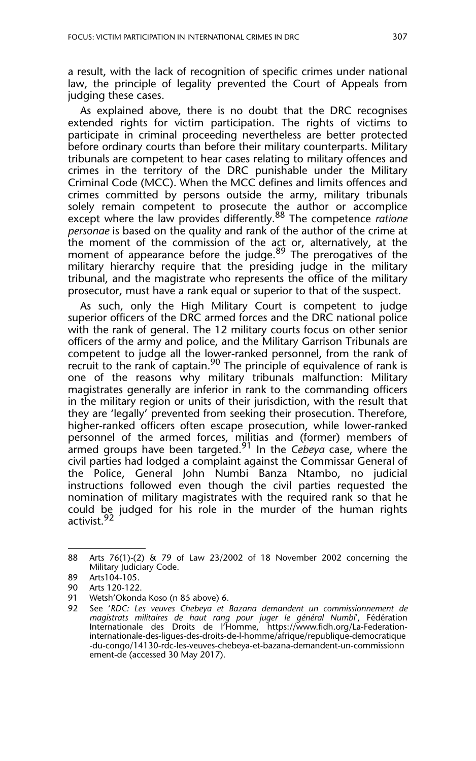a result, with the lack of recognition of specific crimes under national law, the principle of legality prevented the Court of Appeals from judging these cases.

As explained above, there is no doubt that the DRC recognises extended rights for victim participation. The rights of victims to participate in criminal proceeding nevertheless are better protected before ordinary courts than before their military counterparts. Military tribunals are competent to hear cases relating to military offences and crimes in the territory of the DRC punishable under the Military Criminal Code (MCC). When the MCC defines and limits offences and crimes committed by persons outside the army, military tribunals solely remain competent to prosecute the author or accomplice except where the law provides differently.[88] The competence *ratione personae* is based on the quality and rank of the author of the crime at the moment of the commission of the act or, alternatively, at the moment of appearance before the judge.[89] The prerogatives of the military hierarchy require that the presiding judge in the military tribunal, and the magistrate who represents the office of the military prosecutor, must have a rank equal or superior to that of the suspect.

As such, only the High Military Court is competent to judge superior officers of the DRC armed forces and the DRC national police with the rank of general. The 12 military courts focus on other senior officers of the army and police, and the Military Garrison Tribunals are competent to judge all the lower-ranked personnel, from the rank of recruit to the rank of captain.[90] The principle of equivalence of rank is one of the reasons why military tribunals malfunction: Military magistrates generally are inferior in rank to the commanding officers in the military region or units of their jurisdiction, with the result that they are 'legally' prevented from seeking their prosecution. Therefore, higher-ranked officers often escape prosecution, while lower-ranked personnel of the armed forces, militias and (former) members of armed groups have been targeted.[91] In the *Cebeya* case, where the civil parties had lodged a complaint against the Commissar General of the Police, General John Numbi Banza Ntambo, no judicial instructions followed even though the civil parties requested the nomination of military magistrates with the required rank so that he could be judged for his role in the murder of the human rights activist.[92]

---

88 Arts 76(1)-(2) & 79 of Law 23/2002 of 18 November 2002 concerning the Military Judiciary Code.

89 Arts104-105.

90 Arts 120-122.

91 Wetsh'Okonda Koso (n 85 above) 6.

92 See '*RDC: Les veuves Chebeya et Bazana demandent un commissionnement de magistrats militaires de haut rang pour juger le général Numbi*', Fédération Internationale des Droits de l'Homme, https://www.fidh.org/La-Federation-internationale-des-ligues-des-droits-de-l-homme/afrique/republique-democratique-du-congo/14130-rdc-les-veuves-chebeya-et-bazana-demandent-un-commissionnement-de (accessed 30 May 2017).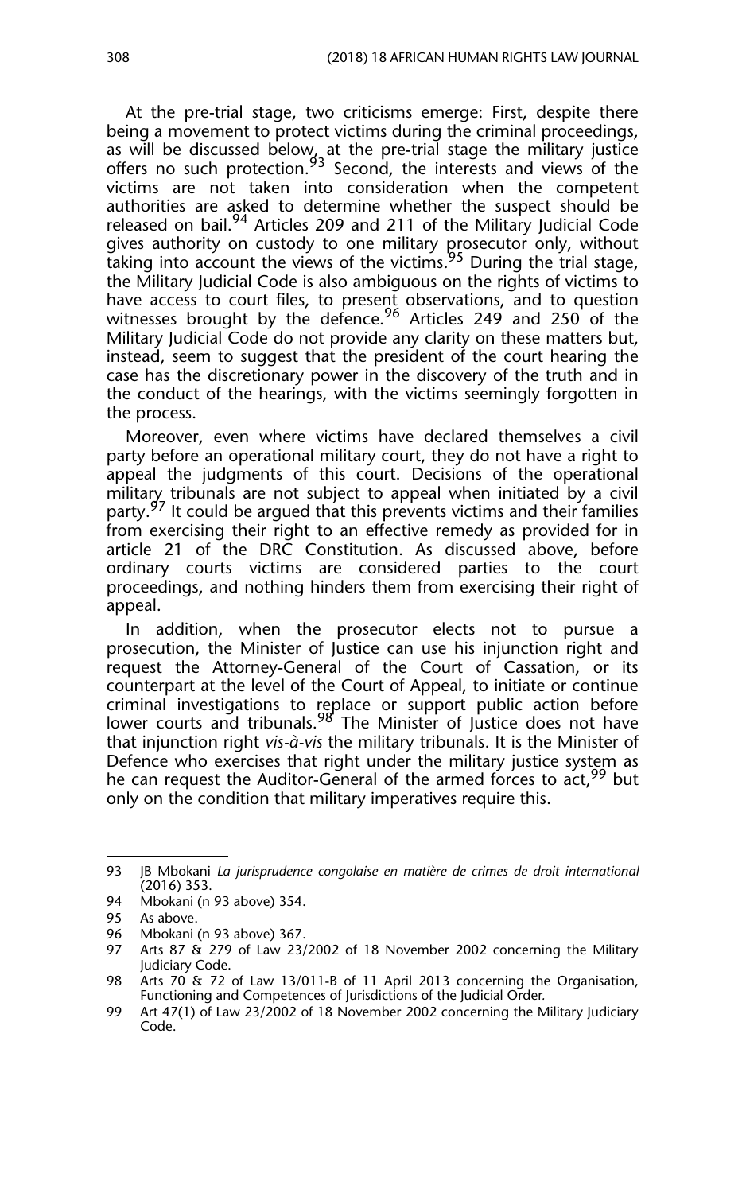At the pre-trial stage, two criticisms emerge: First, despite there being a movement to protect victims during the criminal proceedings, as will be discussed below, at the pre-trial stage the military justice offers no such protection.[93] Second, the interests and views of the victims are not taken into consideration when the competent authorities are asked to determine whether the suspect should be released on bail.[94] Articles 209 and 211 of the Military Judicial Code gives authority on custody to one military prosecutor only, without taking into account the views of the victims.[95] During the trial stage, the Military Judicial Code is also ambiguous on the rights of victims to have access to court files, to present observations, and to question witnesses brought by the defence.[96] Articles 249 and 250 of the Military Judicial Code do not provide any clarity on these matters but, instead, seem to suggest that the president of the court hearing the case has the discretionary power in the discovery of the truth and in the conduct of the hearings, with the victims seemingly forgotten in the process.

Moreover, even where victims have declared themselves a civil party before an operational military court, they do not have a right to appeal the judgments of this court. Decisions of the operational military tribunals are not subject to appeal when initiated by a civil party.[97] It could be argued that this prevents victims and their families from exercising their right to an effective remedy as provided for in article 21 of the DRC Constitution. As discussed above, before ordinary courts victims are considered parties to the court proceedings, and nothing hinders them from exercising their right of appeal.

In addition, when the prosecutor elects not to pursue a prosecution, the Minister of Justice can use his injunction right and request the Attorney-General of the Court of Cassation, or its counterpart at the level of the Court of Appeal, to initiate or continue criminal investigations to replace or support public action before lower courts and tribunals.[98] The Minister of Justice does not have that injunction right *vis-à-vis* the military tribunals. It is the Minister of Defence who exercises that right under the military justice system as he can request the Auditor-General of the armed forces to act,[99] but only on the condition that military imperatives require this.

---

93 JB Mbokani *La jurisprudence congolaise en matière de crimes de droit international* (2016) 353.

94 Mbokani (n 93 above) 354.

95 As above.

96 Mbokani (n 93 above) 367.

97 Arts 87 & 279 of Law 23/2002 of 18 November 2002 concerning the Military Judiciary Code.

98 Arts 70 & 72 of Law 13/011-B of 11 April 2013 concerning the Organisation, Functioning and Competences of Jurisdictions of the Judicial Order.

99 Art 47(1) of Law 23/2002 of 18 November 2002 concerning the Military Judiciary Code.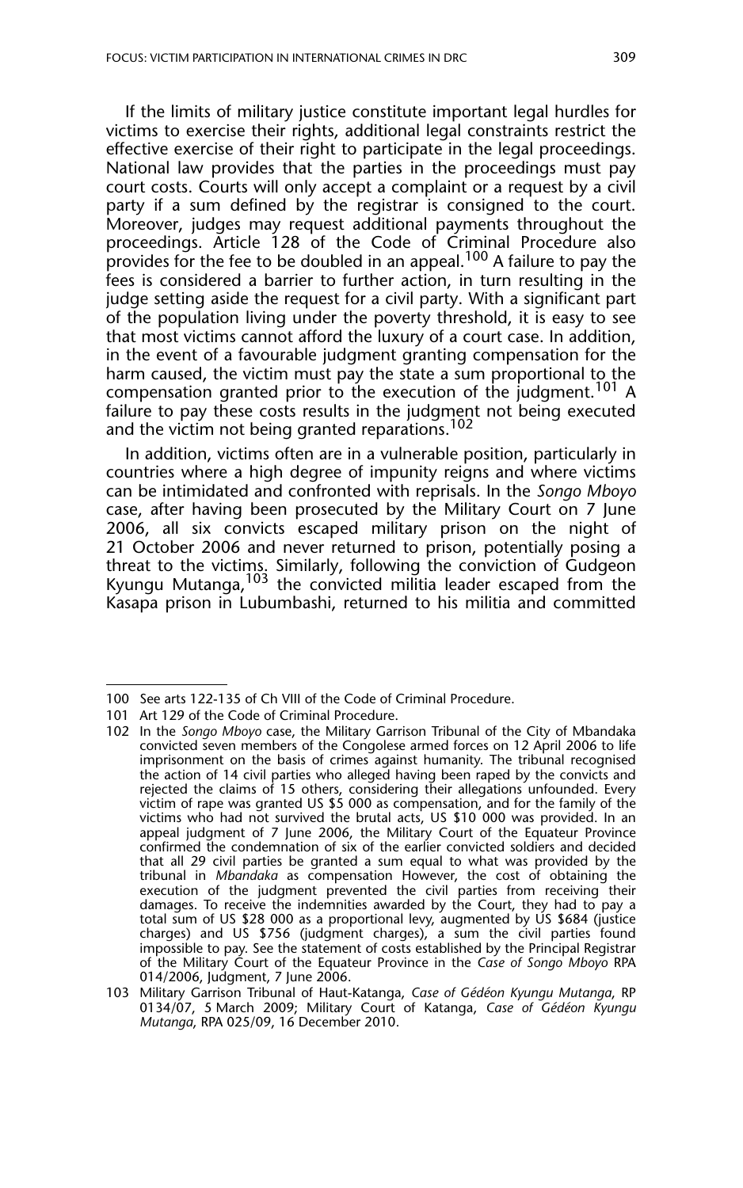If the limits of military justice constitute important legal hurdles for victims to exercise their rights, additional legal constraints restrict the effective exercise of their right to participate in the legal proceedings. National law provides that the parties in the proceedings must pay court costs. Courts will only accept a complaint or a request by a civil party if a sum defined by the registrar is consigned to the court. Moreover, judges may request additional payments throughout the proceedings. Article 128 of the Code of Criminal Procedure also provides for the fee to be doubled in an appeal.[100] A failure to pay the fees is considered a barrier to further action, in turn resulting in the judge setting aside the request for a civil party. With a significant part of the population living under the poverty threshold, it is easy to see that most victims cannot afford the luxury of a court case. In addition, in the event of a favourable judgment granting compensation for the harm caused, the victim must pay the state a sum proportional to the compensation granted prior to the execution of the judgment.[101] A failure to pay these costs results in the judgment not being executed and the victim not being granted reparations.[102]

In addition, victims often are in a vulnerable position, particularly in countries where a high degree of impunity reigns and where victims can be intimidated and confronted with reprisals. In the *Songo Mboyo* case, after having been prosecuted by the Military Court on 7 June 2006, all six convicts escaped military prison on the night of 21 October 2006 and never returned to prison, potentially posing a threat to the victims. Similarly, following the conviction of Gudgeon Kyungu Mutanga,[103] the convicted militia leader escaped from the Kasapa prison in Lubumbashi, returned to his militia and committed

---

100 See arts 122-135 of Ch VIII of the Code of Criminal Procedure.

101 Art 129 of the Code of Criminal Procedure.

102 In the *Songo Mboyo* case, the Military Garrison Tribunal of the City of Mbandaka convicted seven members of the Congolese armed forces on 12 April 2006 to life imprisonment on the basis of crimes against humanity. The tribunal recognised the action of 14 civil parties who alleged having been raped by the convicts and rejected the claims of 15 others, considering their allegations unfounded. Every victim of rape was granted US $5 000 as compensation, and for the family of the victims who had not survived the brutal acts, US $10 000 was provided. In an appeal judgment of 7 June 2006, the Military Court of the Equateur Province confirmed the condemnation of six of the earlier convicted soldiers and decided that all 29 civil parties be granted a sum equal to what was provided by the tribunal in *Mbandaka* as compensation However, the cost of obtaining the execution of the judgment prevented the civil parties from receiving their damages. To receive the indemnities awarded by the Court, they had to pay a total sum of US $28 000 as a proportional levy, augmented by US $684 (justice charges) and US $756 (judgment charges), a sum the civil parties found impossible to pay. See the statement of costs established by the Principal Registrar of the Military Court of the Equateur Province in the *Case of Songo Mboyo* RPA 014/2006, Judgment, 7 June 2006.

103 Military Garrison Tribunal of Haut-Katanga, *Case of Gédéon Kyungu Mutanga*, RP 0134/07, 5 March 2009; Military Court of Katanga, *Case of Gédéon Kyungu Mutanga*, RPA 025/09, 16 December 2010.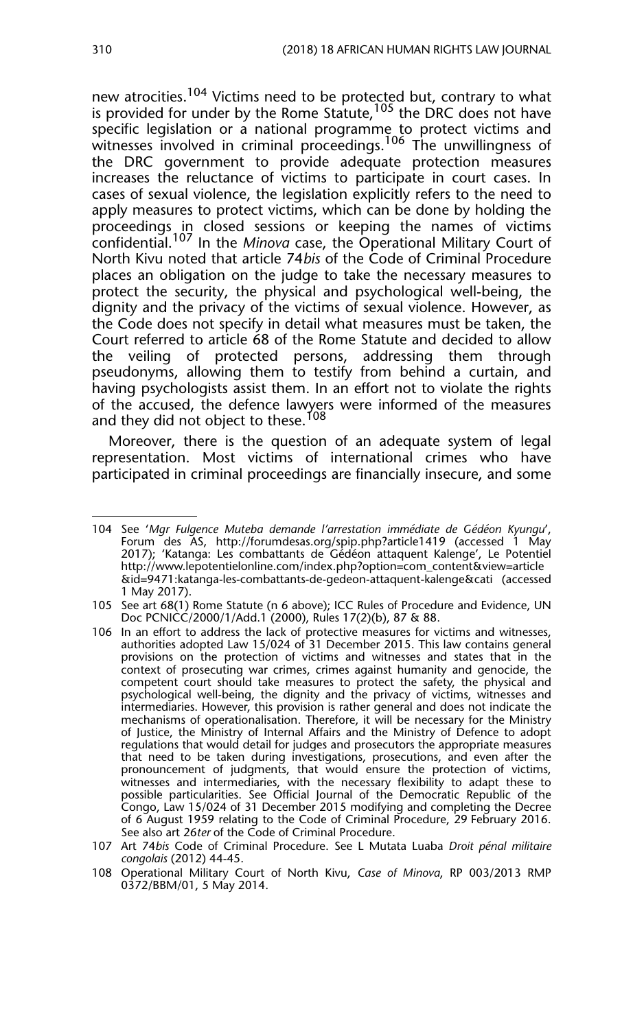new atrocities.[104] Victims need to be protected but, contrary to what is provided for under by the Rome Statute,[105] the DRC does not have specific legislation or a national programme to protect victims and witnesses involved in criminal proceedings.[106] The unwillingness of the DRC government to provide adequate protection measures increases the reluctance of victims to participate in court cases. In cases of sexual violence, the legislation explicitly refers to the need to apply measures to protect victims, which can be done by holding the proceedings in closed sessions or keeping the names of victims confidential.[107] In the *Minova* case, the Operational Military Court of North Kivu noted that article 74*bis* of the Code of Criminal Procedure places an obligation on the judge to take the necessary measures to protect the security, the physical and psychological well-being, the dignity and the privacy of the victims of sexual violence. However, as the Code does not specify in detail what measures must be taken, the Court referred to article 68 of the Rome Statute and decided to allow the veiling of protected persons, addressing them through pseudonyms, allowing them to testify from behind a curtain, and having psychologists assist them. In an effort not to violate the rights of the accused, the defence lawyers were informed of the measures and they did not object to these.[108]

Moreover, there is the question of an adequate system of legal representation. Most victims of international crimes who have participated in criminal proceedings are financially insecure, and some

---

104 See '*Mgr Fulgence Muteba demande l'arrestation immédiate de Gédéon Kyungu*', Forum des AS, http://forumdesas.org/spip.php?article1419 (accessed 1 May 2017); 'Katanga: Les combattants de Gédéon attaquent Kalenge', Le Potentiel http://www.lepotentielonline.com/index.php?option=com_content&view=article&id=9471:katanga-les-combattants-de-gedeon-attaquent-kalenge&cati (accessed 1 May 2017).

105 See art 68(1) Rome Statute (n 6 above); ICC Rules of Procedure and Evidence, UN Doc PCNICC/2000/1/Add.1 (2000), Rules 17(2)(b), 87 & 88.

106 In an effort to address the lack of protective measures for victims and witnesses, authorities adopted Law 15/024 of 31 December 2015. This law contains general provisions on the protection of victims and witnesses and states that in the context of prosecuting war crimes, crimes against humanity and genocide, the competent court should take measures to protect the safety, the physical and psychological well-being, the dignity and the privacy of victims, witnesses and intermediaries. However, this provision is rather general and does not indicate the mechanisms of operationalisation. Therefore, it will be necessary for the Ministry of Justice, the Ministry of Internal Affairs and the Ministry of Defence to adopt regulations that would detail for judges and prosecutors the appropriate measures that need to be taken during investigations, prosecutions, and even after the pronouncement of judgments, that would ensure the protection of victims, witnesses and intermediaries, with the necessary flexibility to adapt these to possible particularities. See Official Journal of the Democratic Republic of the Congo, Law 15/024 of 31 December 2015 modifying and completing the Decree of 6 August 1959 relating to the Code of Criminal Procedure, 29 February 2016. See also art 26*ter* of the Code of Criminal Procedure.

107 Art 74*bis* Code of Criminal Procedure. See L Mutata Luaba *Droit pénal militaire congolais* (2012) 44-45.

108 Operational Military Court of North Kivu, *Case of Minova*, RP 003/2013 RMP 0372/BBM/01, 5 May 2014.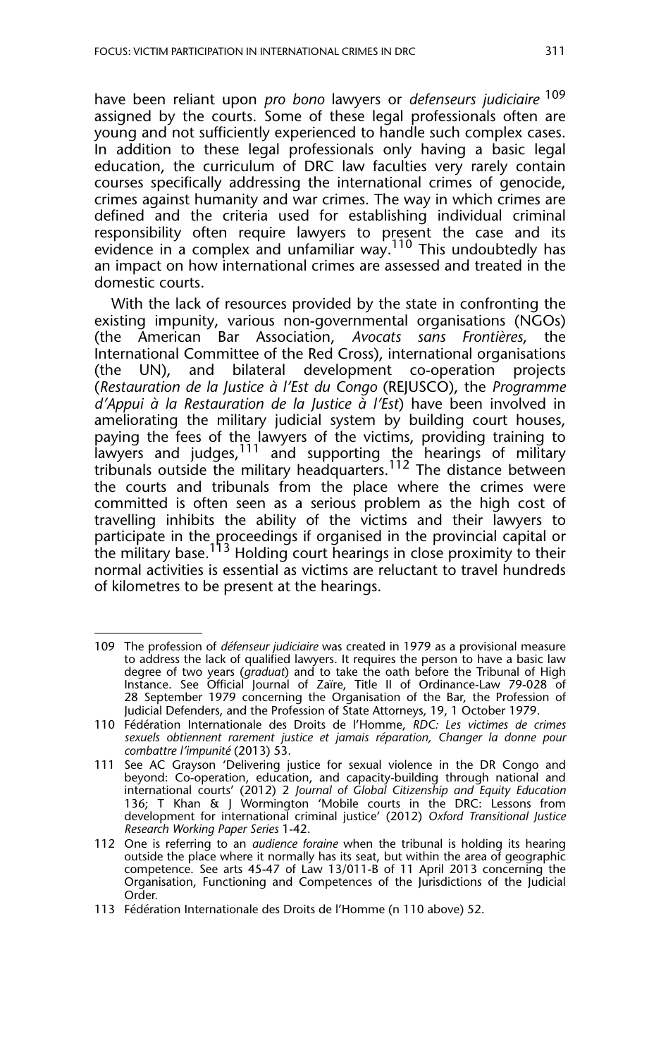have been reliant upon *pro bono* lawyers or *defenseurs judiciaire* [109] assigned by the courts. Some of these legal professionals often are young and not sufficiently experienced to handle such complex cases. In addition to these legal professionals only having a basic legal education, the curriculum of DRC law faculties very rarely contain courses specifically addressing the international crimes of genocide, crimes against humanity and war crimes. The way in which crimes are defined and the criteria used for establishing individual criminal responsibility often require lawyers to present the case and its evidence in a complex and unfamiliar way.[110] This undoubtedly has an impact on how international crimes are assessed and treated in the domestic courts.

With the lack of resources provided by the state in confronting the existing impunity, various non-governmental organisations (NGOs) (the American Bar Association, *Avocats sans Frontières*, the International Committee of the Red Cross), international organisations (the UN), and bilateral development co-operation projects (*Restauration de la Justice à l'Est du Congo* (REJUSCO), the *Programme d'Appui à la Restauration de la Justice à l'Est*) have been involved in ameliorating the military judicial system by building court houses, paying the fees of the lawyers of the victims, providing training to lawyers and judges,[111] and supporting the hearings of military tribunals outside the military headquarters.[112] The distance between the courts and tribunals from the place where the crimes were committed is often seen as a serious problem as the high cost of travelling inhibits the ability of the victims and their lawyers to participate in the proceedings if organised in the provincial capital or the military base.[113] Holding court hearings in close proximity to their normal activities is essential as victims are reluctant to travel hundreds of kilometres to be present at the hearings.

---

109 The profession of *défenseur judiciaire* was created in 1979 as a provisional measure to address the lack of qualified lawyers. It requires the person to have a basic law degree of two years (*graduat*) and to take the oath before the Tribunal of High Instance. See Official Journal of Zaïre, Title II of Ordinance-Law 79-028 of 28 September 1979 concerning the Organisation of the Bar, the Profession of Judicial Defenders, and the Profession of State Attorneys, 19, 1 October 1979.

110 Fédération Internationale des Droits de l'Homme, *RDC: Les victimes de crimes sexuels obtiennent rarement justice et jamais réparation, Changer la donne pour combattre l'impunité* (2013) 53.

111 See AC Grayson 'Delivering justice for sexual violence in the DR Congo and beyond: Co-operation, education, and capacity-building through national and international courts' (2012) 2 *Journal of Global Citizenship and Equity Education* 136; T Khan & J Wormington 'Mobile courts in the DRC: Lessons from development for international criminal justice' (2012) *Oxford Transitional Justice Research Working Paper Series* 1-42.

112 One is referring to an *audience foraine* when the tribunal is holding its hearing outside the place where it normally has its seat, but within the area of geographic competence. See arts 45-47 of Law 13/011-B of 11 April 2013 concerning the Organisation, Functioning and Competences of the Jurisdictions of the Judicial Order.

113 Fédération Internationale des Droits de l'Homme (n 110 above) 52.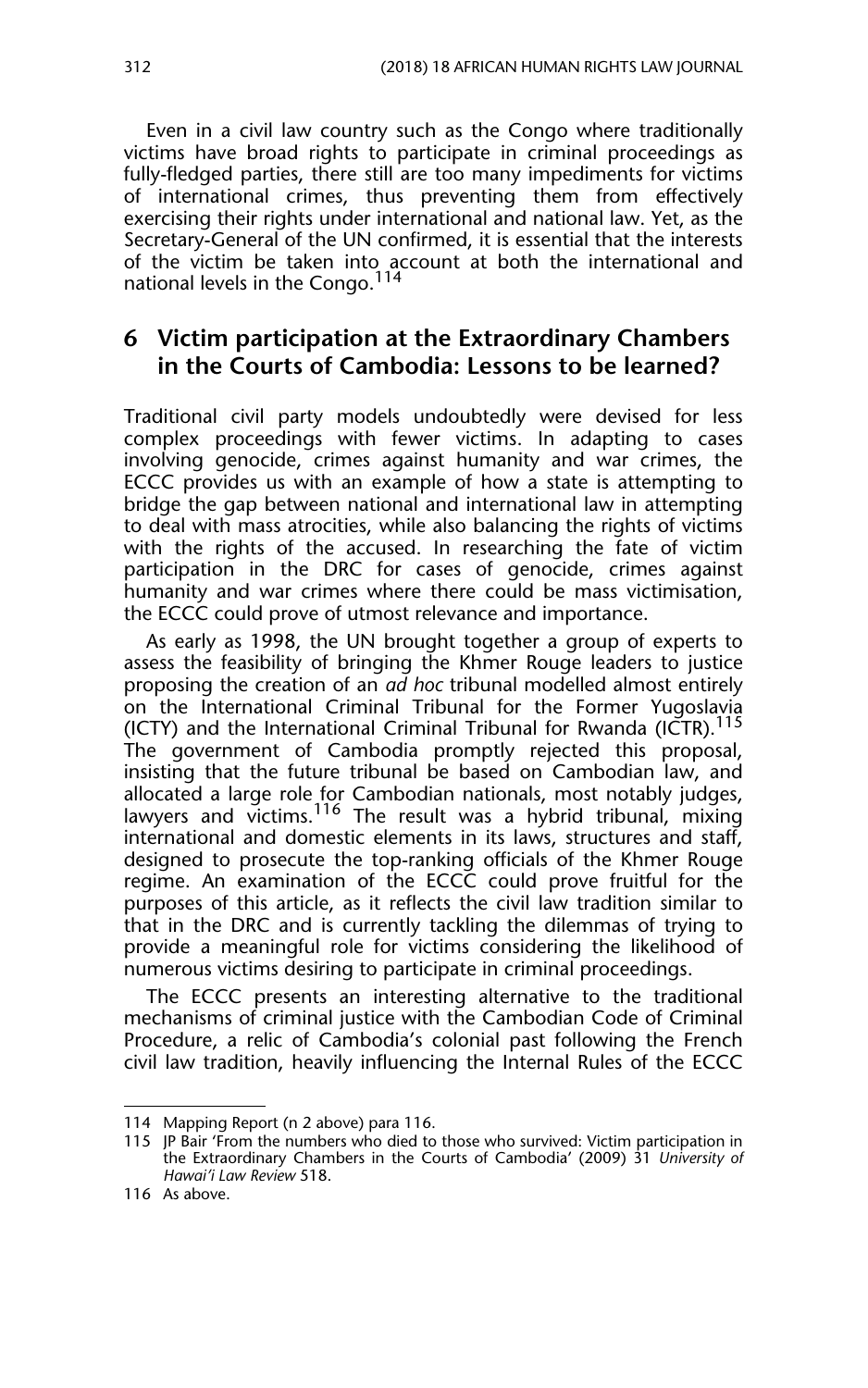Even in a civil law country such as the Congo where traditionally victims have broad rights to participate in criminal proceedings as fully-fledged parties, there still are too many impediments for victims of international crimes, thus preventing them from effectively exercising their rights under international and national law. Yet, as the Secretary-General of the UN confirmed, it is essential that the interests of the victim be taken into account at both the international and national levels in the Congo.[114]

## 6 Victim participation at the Extraordinary Chambers in the Courts of Cambodia: Lessons to be learned?

Traditional civil party models undoubtedly were devised for less complex proceedings with fewer victims. In adapting to cases involving genocide, crimes against humanity and war crimes, the ECCC provides us with an example of how a state is attempting to bridge the gap between national and international law in attempting to deal with mass atrocities, while also balancing the rights of victims with the rights of the accused. In researching the fate of victim participation in the DRC for cases of genocide, crimes against humanity and war crimes where there could be mass victimisation, the ECCC could prove of utmost relevance and importance.

As early as 1998, the UN brought together a group of experts to assess the feasibility of bringing the Khmer Rouge leaders to justice proposing the creation of an *ad hoc* tribunal modelled almost entirely on the International Criminal Tribunal for the Former Yugoslavia (ICTY) and the International Criminal Tribunal for Rwanda (ICTR).[115] The government of Cambodia promptly rejected this proposal, insisting that the future tribunal be based on Cambodian law, and allocated a large role for Cambodian nationals, most notably judges, lawyers and victims.[116] The result was a hybrid tribunal, mixing international and domestic elements in its laws, structures and staff, designed to prosecute the top-ranking officials of the Khmer Rouge regime. An examination of the ECCC could prove fruitful for the purposes of this article, as it reflects the civil law tradition similar to that in the DRC and is currently tackling the dilemmas of trying to provide a meaningful role for victims considering the likelihood of numerous victims desiring to participate in criminal proceedings.

The ECCC presents an interesting alternative to the traditional mechanisms of criminal justice with the Cambodian Code of Criminal Procedure, a relic of Cambodia's colonial past following the French civil law tradition, heavily influencing the Internal Rules of the ECCC

---

114 Mapping Report (n 2 above) para 116.

115 JP Bair 'From the numbers who died to those who survived: Victim participation in the Extraordinary Chambers in the Courts of Cambodia' (2009) 31 *University of Hawai'i Law Review* 518.

116 As above.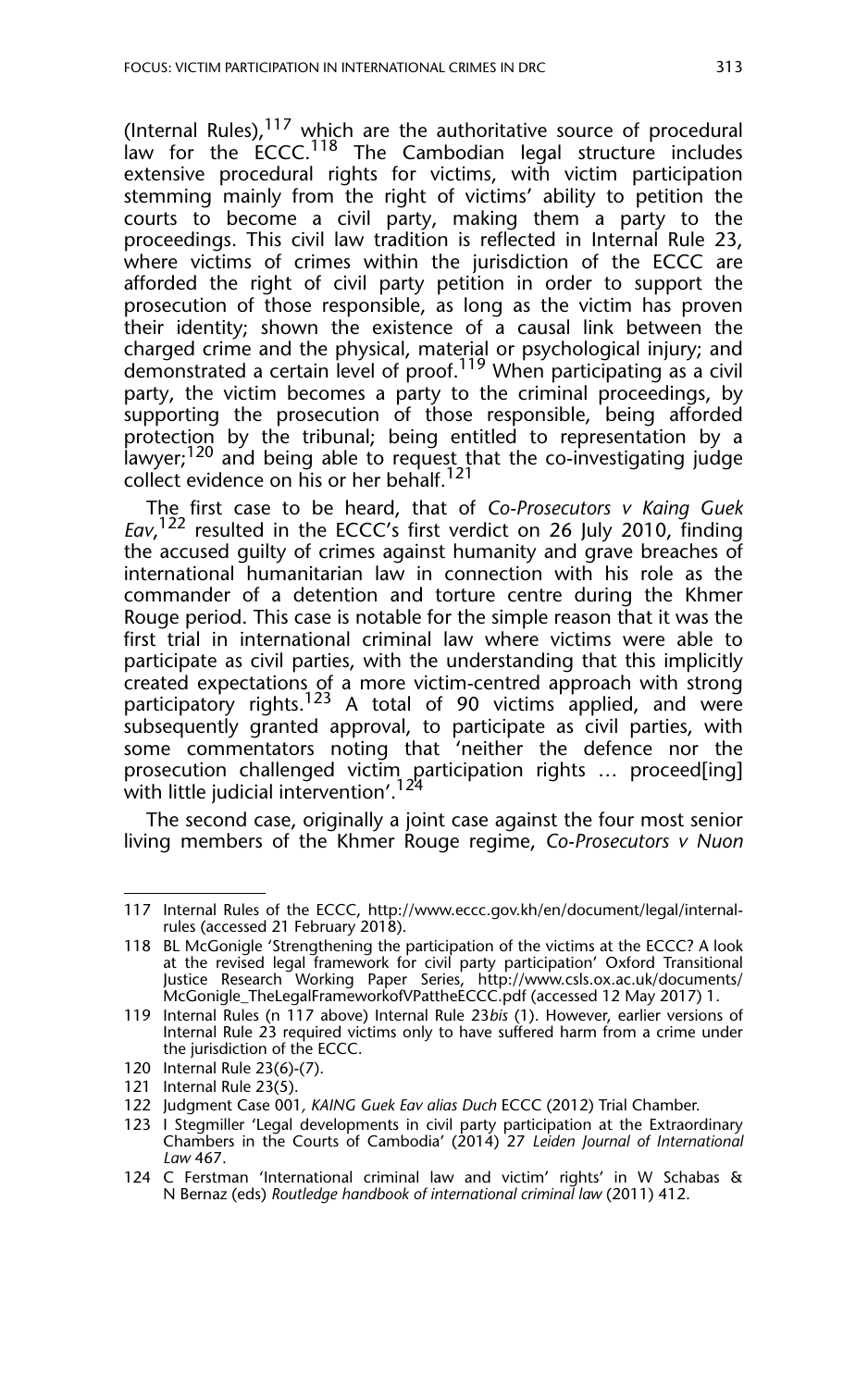(Internal Rules),[117] which are the authoritative source of procedural law for the ECCC.[118] The Cambodian legal structure includes extensive procedural rights for victims, with victim participation stemming mainly from the right of victims' ability to petition the courts to become a civil party, making them a party to the proceedings. This civil law tradition is reflected in Internal Rule 23, where victims of crimes within the jurisdiction of the ECCC are afforded the right of civil party petition in order to support the prosecution of those responsible, as long as the victim has proven their identity; shown the existence of a causal link between the charged crime and the physical, material or psychological injury; and demonstrated a certain level of proof.[119] When participating as a civil party, the victim becomes a party to the criminal proceedings, by supporting the prosecution of those responsible, being afforded protection by the tribunal; being entitled to representation by a lawyer;[120] and being able to request that the co-investigating judge collect evidence on his or her behalf.[121]

The first case to be heard, that of *Co-Prosecutors v Kaing Guek Eav*,[122] resulted in the ECCC's first verdict on 26 July 2010, finding the accused guilty of crimes against humanity and grave breaches of international humanitarian law in connection with his role as the commander of a detention and torture centre during the Khmer Rouge period. This case is notable for the simple reason that it was the first trial in international criminal law where victims were able to participate as civil parties, with the understanding that this implicitly created expectations of a more victim-centred approach with strong participatory rights.[123] A total of 90 victims applied, and were subsequently granted approval, to participate as civil parties, with some commentators noting that 'neither the defence nor the prosecution challenged victim participation rights … proceed[ing] with little judicial intervention'.[124]

The second case, originally a joint case against the four most senior living members of the Khmer Rouge regime, *Co-Prosecutors v Nuon*

---

117 Internal Rules of the ECCC, http://www.eccc.gov.kh/en/document/legal/internal-rules (accessed 21 February 2018).

118 BL McGonigle 'Strengthening the participation of the victims at the ECCC? A look at the revised legal framework for civil party participation' Oxford Transitional Justice Research Working Paper Series, http://www.csls.ox.ac.uk/documents/McGonigle_TheLegalFrameworkofVPattheECCC.pdf (accessed 12 May 2017) 1.

119 Internal Rules (n 117 above) Internal Rule 23*bis* (1). However, earlier versions of Internal Rule 23 required victims only to have suffered harm from a crime under the jurisdiction of the ECCC.

120 Internal Rule 23(6)-(7).

121 Internal Rule 23(5).

122 Judgment Case 001, *KAING Guek Eav alias Duch* ECCC (2012) Trial Chamber.

123 I Stegmiller 'Legal developments in civil party participation at the Extraordinary Chambers in the Courts of Cambodia' (2014) 27 *Leiden Journal of International Law* 467.

124 C Ferstman 'International criminal law and victim' rights' in W Schabas & N Bernaz (eds) *Routledge handbook of international criminal law* (2011) 412.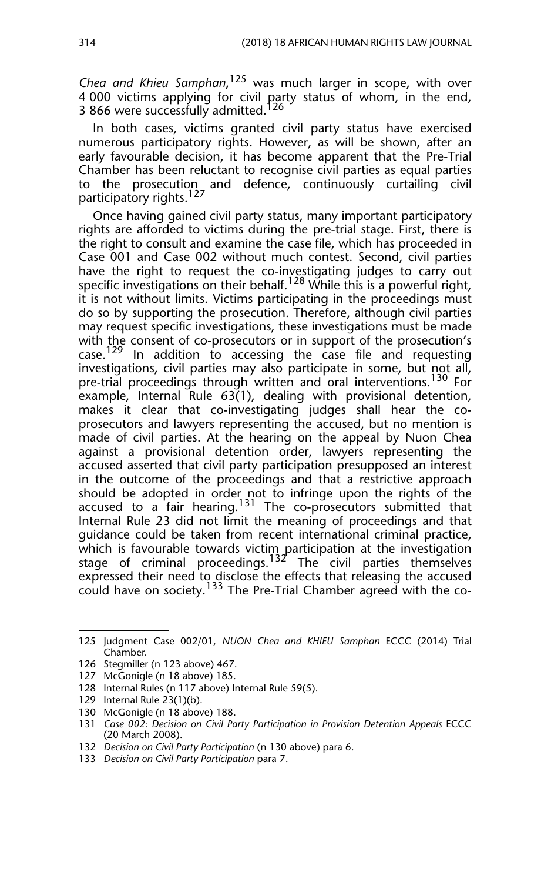*Chea and Khieu Samphan*,[125] was much larger in scope, with over 4 000 victims applying for civil party status of whom, in the end, 3 866 were successfully admitted.[126]

In both cases, victims granted civil party status have exercised numerous participatory rights. However, as will be shown, after an early favourable decision, it has become apparent that the Pre-Trial Chamber has been reluctant to recognise civil parties as equal parties to the prosecution and defence, continuously curtailing civil participatory rights.[127]

Once having gained civil party status, many important participatory rights are afforded to victims during the pre-trial stage. First, there is the right to consult and examine the case file, which has proceeded in Case 001 and Case 002 without much contest. Second, civil parties have the right to request the co-investigating judges to carry out specific investigations on their behalf.[128] While this is a powerful right, it is not without limits. Victims participating in the proceedings must do so by supporting the prosecution. Therefore, although civil parties may request specific investigations, these investigations must be made with the consent of co-prosecutors or in support of the prosecution's case.[129] In addition to accessing the case file and requesting investigations, civil parties may also participate in some, but not all, pre-trial proceedings through written and oral interventions.[130] For example, Internal Rule 63(1), dealing with provisional detention, makes it clear that co-investigating judges shall hear the co-prosecutors and lawyers representing the accused, but no mention is made of civil parties. At the hearing on the appeal by Nuon Chea against a provisional detention order, lawyers representing the accused asserted that civil party participation presupposed an interest in the outcome of the proceedings and that a restrictive approach should be adopted in order not to infringe upon the rights of the accused to a fair hearing.[131] The co-prosecutors submitted that Internal Rule 23 did not limit the meaning of proceedings and that guidance could be taken from recent international criminal practice, which is favourable towards victim participation at the investigation stage of criminal proceedings.[132] The civil parties themselves expressed their need to disclose the effects that releasing the accused could have on society.[133] The Pre-Trial Chamber agreed with the co-

---

125 Judgment Case 002/01, *NUON Chea and KHIEU Samphan* ECCC (2014) Trial Chamber.

126 Stegmiller (n 123 above) 467.

127 McGonigle (n 18 above) 185.

128 Internal Rules (n 117 above) Internal Rule 59(5).

129 Internal Rule 23(1)(b).

130 McGonigle (n 18 above) 188.

131 *Case 002: Decision on Civil Party Participation in Provision Detention Appeals* ECCC (20 March 2008).

132 *Decision on Civil Party Participation* (n 130 above) para 6.

133 *Decision on Civil Party Participation* para 7.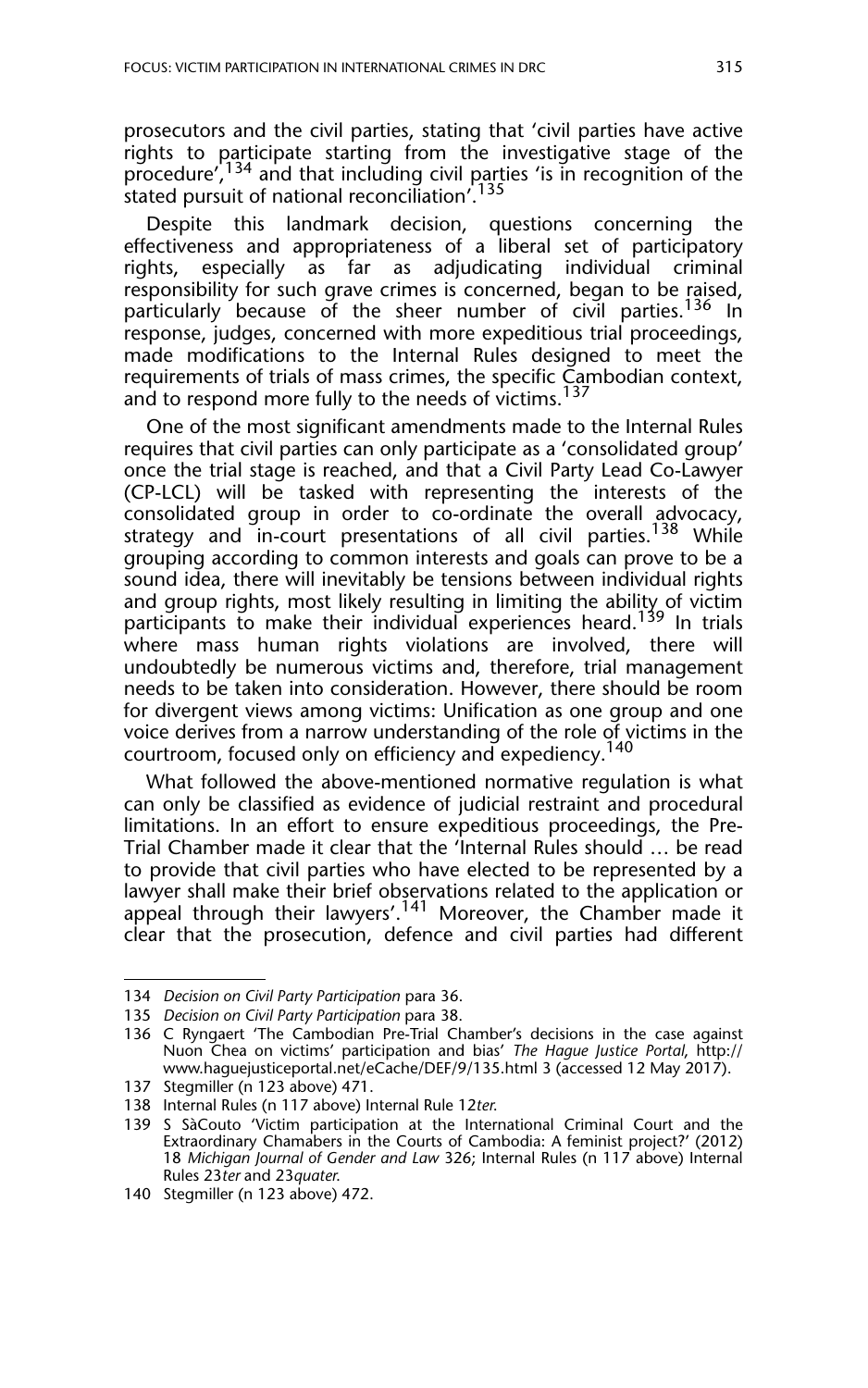prosecutors and the civil parties, stating that 'civil parties have active rights to participate starting from the investigative stage of the procedure',[134] and that including civil parties 'is in recognition of the stated pursuit of national reconciliation'.[135]

Despite this landmark decision, questions concerning the effectiveness and appropriateness of a liberal set of participatory rights, especially as far as adjudicating individual criminal responsibility for such grave crimes is concerned, began to be raised, particularly because of the sheer number of civil parties.[136] In response, judges, concerned with more expeditious trial proceedings, made modifications to the Internal Rules designed to meet the requirements of trials of mass crimes, the specific Cambodian context, and to respond more fully to the needs of victims.[137]

One of the most significant amendments made to the Internal Rules requires that civil parties can only participate as a 'consolidated group' once the trial stage is reached, and that a Civil Party Lead Co-Lawyer (CP-LCL) will be tasked with representing the interests of the consolidated group in order to co-ordinate the overall advocacy, strategy and in-court presentations of all civil parties.[138] While grouping according to common interests and goals can prove to be a sound idea, there will inevitably be tensions between individual rights and group rights, most likely resulting in limiting the ability of victim participants to make their individual experiences heard.[139] In trials where mass human rights violations are involved, there will undoubtedly be numerous victims and, therefore, trial management needs to be taken into consideration. However, there should be room for divergent views among victims: Unification as one group and one voice derives from a narrow understanding of the role of victims in the courtroom, focused only on efficiency and expediency.[140]

What followed the above-mentioned normative regulation is what can only be classified as evidence of judicial restraint and procedural limitations. In an effort to ensure expeditious proceedings, the Pre-Trial Chamber made it clear that the 'Internal Rules should … be read to provide that civil parties who have elected to be represented by a lawyer shall make their brief observations related to the application or appeal through their lawyers'.[141] Moreover, the Chamber made it clear that the prosecution, defence and civil parties had different

---

134 *Decision on Civil Party Participation* para 36.

135 *Decision on Civil Party Participation* para 38.

136 C Ryngaert 'The Cambodian Pre-Trial Chamber's decisions in the case against Nuon Chea on victims' participation and bias' *The Hague Justice Portal*, http://www.haguejusticeportal.net/eCache/DEF/9/135.html 3 (accessed 12 May 2017).

137 Stegmiller (n 123 above) 471.

138 Internal Rules (n 117 above) Internal Rule 12*ter*.

139 S SàCouto 'Victim participation at the International Criminal Court and the Extraordinary Chamabers in the Courts of Cambodia: A feminist project?' (2012) 18 *Michigan Journal of Gender and Law* 326; Internal Rules (n 117 above) Internal Rules 23*ter* and 23*quater*.

140 Stegmiller (n 123 above) 472.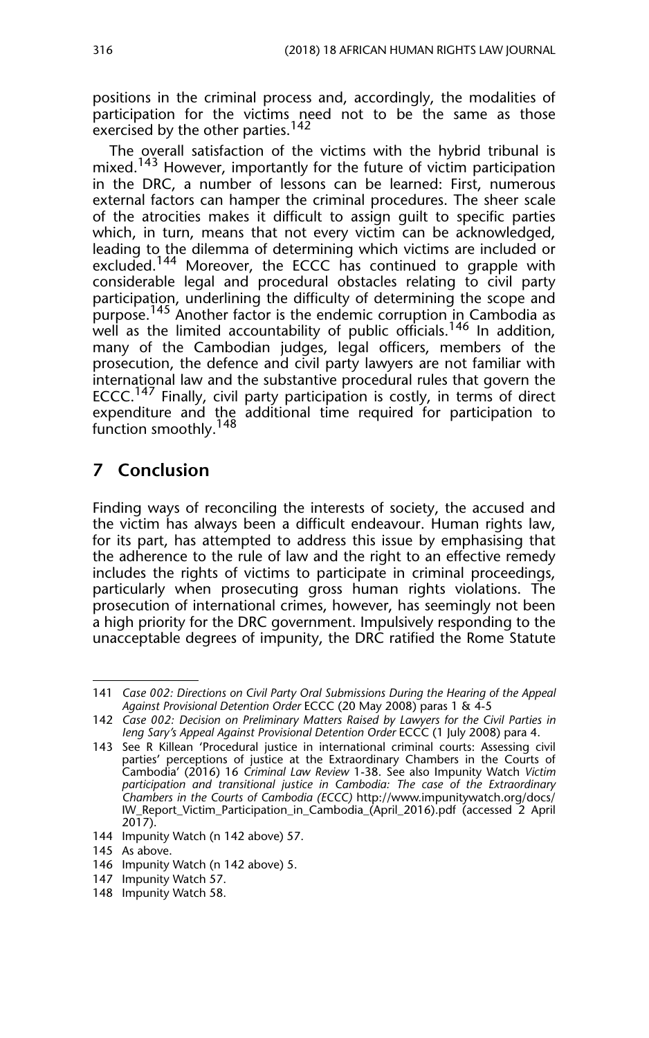positions in the criminal process and, accordingly, the modalities of participation for the victims need not to be the same as those exercised by the other parties.[142]

The overall satisfaction of the victims with the hybrid tribunal is mixed.[143] However, importantly for the future of victim participation in the DRC, a number of lessons can be learned: First, numerous external factors can hamper the criminal procedures. The sheer scale of the atrocities makes it difficult to assign guilt to specific parties which, in turn, means that not every victim can be acknowledged, leading to the dilemma of determining which victims are included or excluded.[144] Moreover, the ECCC has continued to grapple with considerable legal and procedural obstacles relating to civil party participation, underlining the difficulty of determining the scope and purpose.[145] Another factor is the endemic corruption in Cambodia as well as the limited accountability of public officials.[146] In addition, many of the Cambodian judges, legal officers, members of the prosecution, the defence and civil party lawyers are not familiar with international law and the substantive procedural rules that govern the ECCC.[147] Finally, civil party participation is costly, in terms of direct expenditure and the additional time required for participation to function smoothly.[148]

## 7 Conclusion

Finding ways of reconciling the interests of society, the accused and the victim has always been a difficult endeavour. Human rights law, for its part, has attempted to address this issue by emphasising that the adherence to the rule of law and the right to an effective remedy includes the rights of victims to participate in criminal proceedings, particularly when prosecuting gross human rights violations. The prosecution of international crimes, however, has seemingly not been a high priority for the DRC government. Impulsively responding to the unacceptable degrees of impunity, the DRC ratified the Rome Statute

---

141 *Case 002: Directions on Civil Party Oral Submissions During the Hearing of the Appeal Against Provisional Detention Order* ECCC (20 May 2008) paras 1 & 4-5

142 *Case 002: Decision on Preliminary Matters Raised by Lawyers for the Civil Parties in Ieng Sary's Appeal Against Provisional Detention Order* ECCC (1 July 2008) para 4.

143 See R Killean 'Procedural justice in international criminal courts: Assessing civil parties' perceptions of justice at the Extraordinary Chambers in the Courts of Cambodia' (2016) 16 *Criminal Law Review* 1-38. See also Impunity Watch *Victim participation and transitional justice in Cambodia: The case of the Extraordinary Chambers in the Courts of Cambodia (ECCC)* http://www.impunitywatch.org/docs/IW_Report_Victim_Participation_in_Cambodia_(April_2016).pdf (accessed 2 April 2017).

144 Impunity Watch (n 142 above) 57.

145 As above.

146 Impunity Watch (n 142 above) 5.

147 Impunity Watch 57.

148 Impunity Watch 58.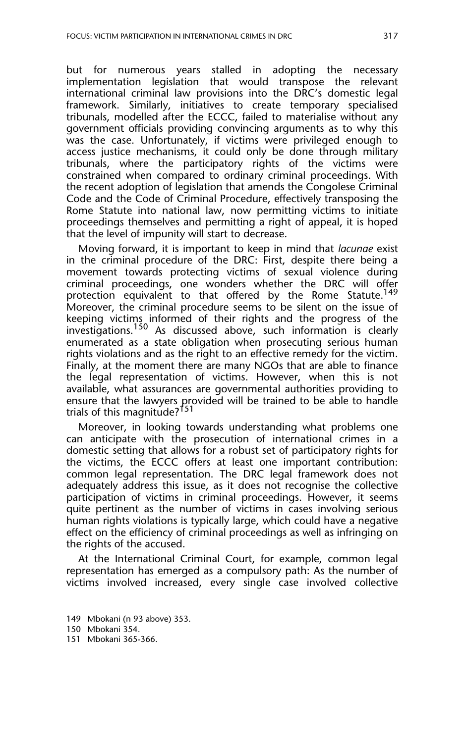but for numerous years stalled in adopting the necessary implementation legislation that would transpose the relevant international criminal law provisions into the DRC's domestic legal framework. Similarly, initiatives to create temporary specialised tribunals, modelled after the ECCC, failed to materialise without any government officials providing convincing arguments as to why this was the case. Unfortunately, if victims were privileged enough to access justice mechanisms, it could only be done through military tribunals, where the participatory rights of the victims were constrained when compared to ordinary criminal proceedings. With the recent adoption of legislation that amends the Congolese Criminal Code and the Code of Criminal Procedure, effectively transposing the Rome Statute into national law, now permitting victims to initiate proceedings themselves and permitting a right of appeal, it is hoped that the level of impunity will start to decrease.

Moving forward, it is important to keep in mind that *lacunae* exist in the criminal procedure of the DRC: First, despite there being a movement towards protecting victims of sexual violence during criminal proceedings, one wonders whether the DRC will offer protection equivalent to that offered by the Rome Statute.[149] Moreover, the criminal procedure seems to be silent on the issue of keeping victims informed of their rights and the progress of the investigations.[150] As discussed above, such information is clearly enumerated as a state obligation when prosecuting serious human rights violations and as the right to an effective remedy for the victim. Finally, at the moment there are many NGOs that are able to finance the legal representation of victims. However, when this is not available, what assurances are governmental authorities providing to ensure that the lawyers provided will be trained to be able to handle trials of this magnitude?[151]

Moreover, in looking towards understanding what problems one can anticipate with the prosecution of international crimes in a domestic setting that allows for a robust set of participatory rights for the victims, the ECCC offers at least one important contribution: common legal representation. The DRC legal framework does not adequately address this issue, as it does not recognise the collective participation of victims in criminal proceedings. However, it seems quite pertinent as the number of victims in cases involving serious human rights violations is typically large, which could have a negative effect on the efficiency of criminal proceedings as well as infringing on the rights of the accused.

At the International Criminal Court, for example, common legal representation has emerged as a compulsory path: As the number of victims involved increased, every single case involved collective

---

149 Mbokani (n 93 above) 353.

150 Mbokani 354.

151 Mbokani 365-366.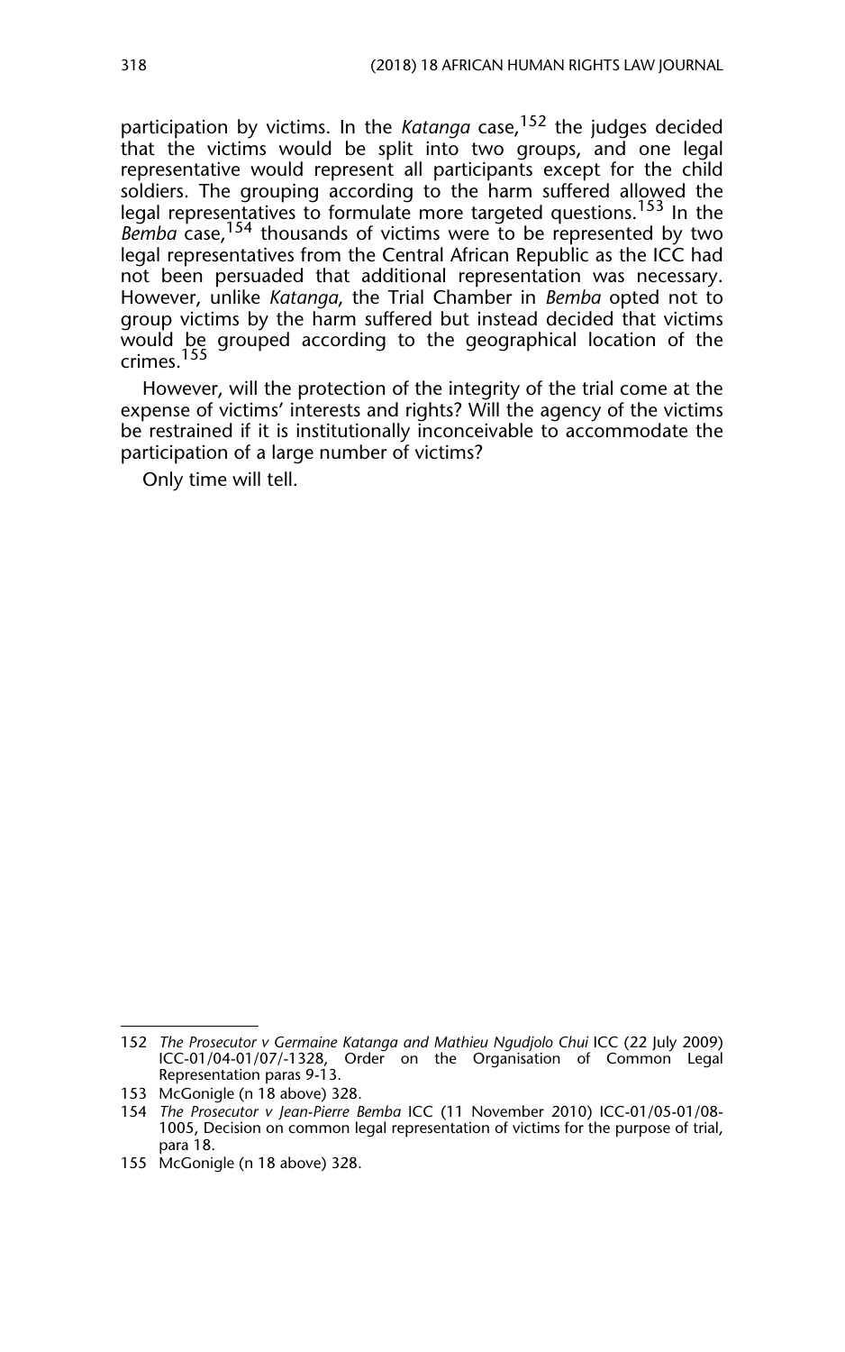participation by victims. In the *Katanga* case,[152] the judges decided that the victims would be split into two groups, and one legal representative would represent all participants except for the child soldiers. The grouping according to the harm suffered allowed the legal representatives to formulate more targeted questions.[153] In the *Bemba* case,[154] thousands of victims were to be represented by two legal representatives from the Central African Republic as the ICC had not been persuaded that additional representation was necessary. However, unlike *Katanga*, the Trial Chamber in *Bemba* opted not to group victims by the harm suffered but instead decided that victims would be grouped according to the geographical location of the crimes.[155]

However, will the protection of the integrity of the trial come at the expense of victims' interests and rights? Will the agency of the victims be restrained if it is institutionally inconceivable to accommodate the participation of a large number of victims?

Only time will tell.

---

152 *The Prosecutor v Germaine Katanga and Mathieu Ngudjolo Chui* ICC (22 July 2009) ICC-01/04-01/07/-1328, Order on the Organisation of Common Legal Representation paras 9-13.

153 McGonigle (n 18 above) 328.

154 *The Prosecutor v Jean-Pierre Bemba* ICC (11 November 2010) ICC-01/05-01/08-1005, Decision on common legal representation of victims for the purpose of trial, para 18.

155 McGonigle (n 18 above) 328.